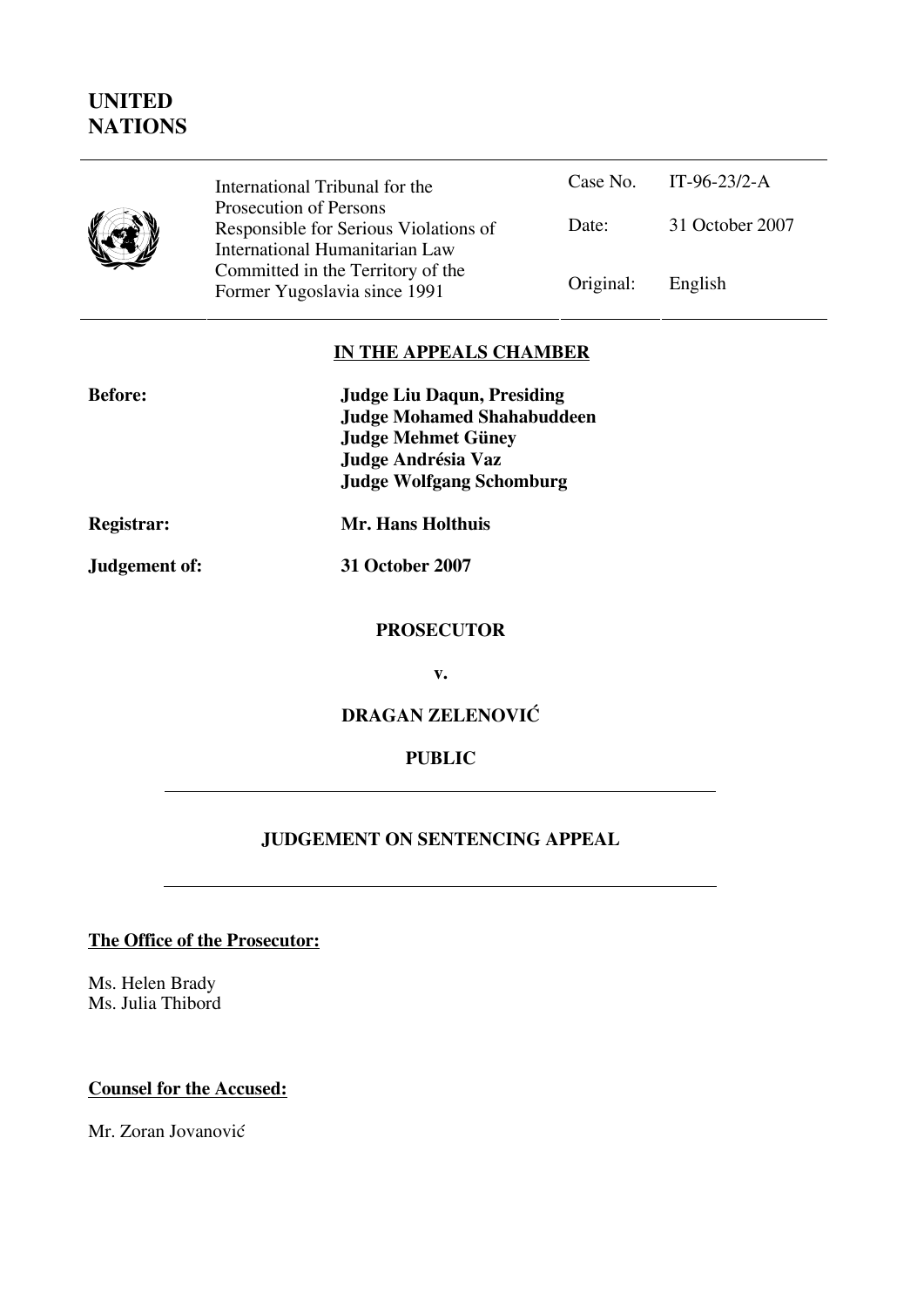# UNITED NATIONS

| International Tribunal for the Prosecution of Persons Responsible for Serious Violations of International Humanitarian Law Committed in the Territory of the Former Yugoslavia since 1991 | Case No. | IT-96-23/2-A |
|---|---|---|
| | Date: | 31 October 2007 |
| | Original: | English |

## IN THE APPEALS CHAMBER

**Before:** **Judge Liu Daqun, Presiding**
**Judge Mohamed Shahabuddeen**
**Judge Mehmet Güney**
**Judge Andrésia Vaz**
**Judge Wolfgang Schomburg**

**Registrar:** **Mr. Hans Holthuis**

**Judgement of:** **31 October 2007**

**PROSECUTOR**

**v.**

**DRAGAN ZELENOVIĆ**

**PUBLIC**

## JUDGEMENT ON SENTENCING APPEAL

**The Office of the Prosecutor:**

Ms. Helen Brady
Ms. Julia Thibord

**Counsel for the Accused:**

Mr. Zoran Jovanović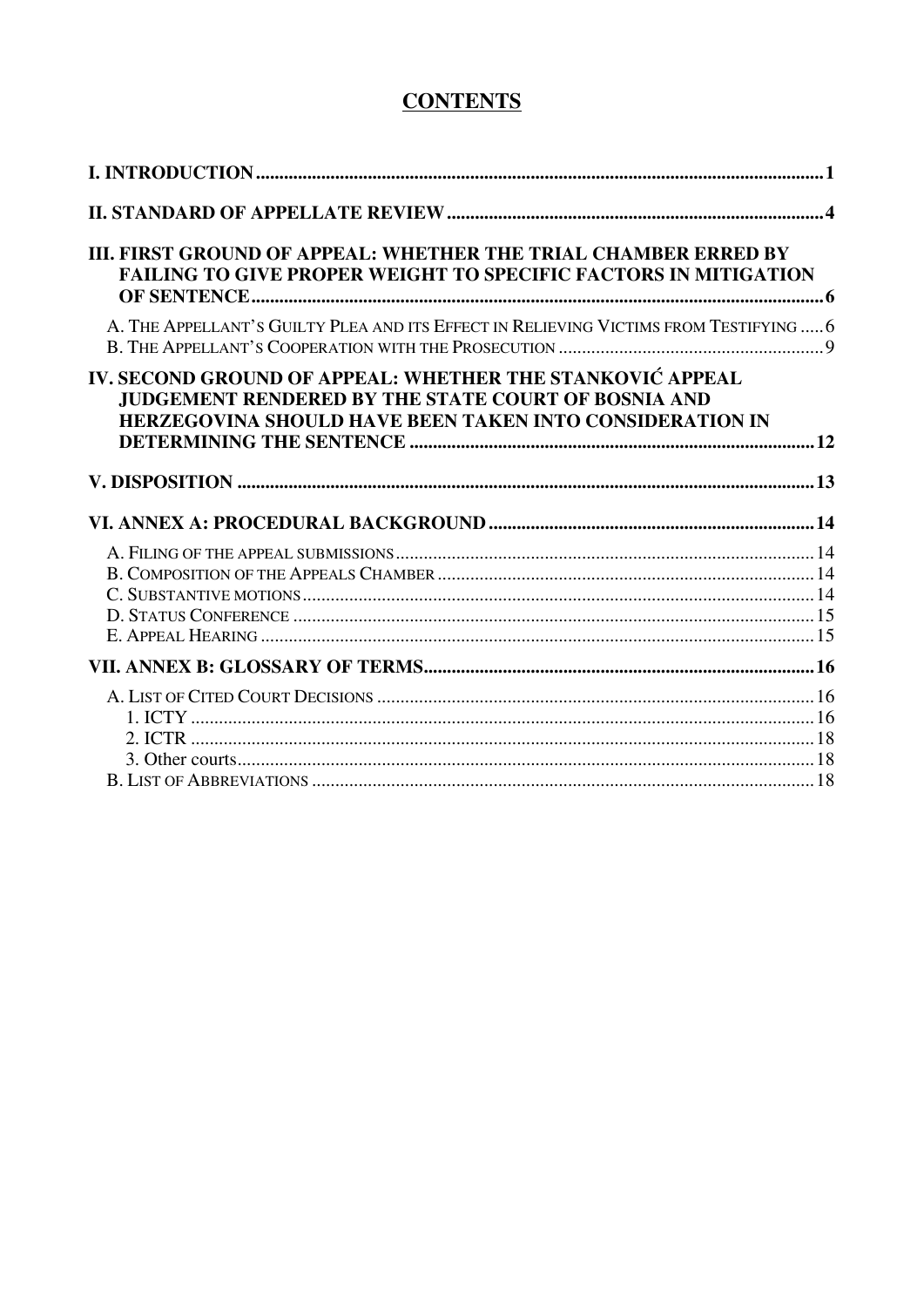# CONTENTS

**I. INTRODUCTION** .......... **1**

**II. STANDARD OF APPELLATE REVIEW** .......... **4**

**III. FIRST GROUND OF APPEAL: WHETHER THE TRIAL CHAMBER ERRED BY FAILING TO GIVE PROPER WEIGHT TO SPECIFIC FACTORS IN MITIGATION OF SENTENCE** .......... **6**

A. THE APPELLANT'S GUILTY PLEA AND ITS EFFECT IN RELIEVING VICTIMS FROM TESTIFYING .......... 6
B. THE APPELLANT'S COOPERATION WITH THE PROSECUTION .......... 9

**IV. SECOND GROUND OF APPEAL: WHETHER THE STANKOVIĆ APPEAL JUDGEMENT RENDERED BY THE STATE COURT OF BOSNIA AND HERZEGOVINA SHOULD HAVE BEEN TAKEN INTO CONSIDERATION IN DETERMINING THE SENTENCE** .......... **12**

**V. DISPOSITION** .......... **13**

**VI. ANNEX A: PROCEDURAL BACKGROUND** .......... **14**

A. FILING OF THE APPEAL SUBMISSIONS .......... 14
B. COMPOSITION OF THE APPEALS CHAMBER .......... 14
C. SUBSTANTIVE MOTIONS .......... 14
D. STATUS CONFERENCE .......... 15
E. APPEAL HEARING .......... 15

**VII. ANNEX B: GLOSSARY OF TERMS** .......... **16**

A. LIST OF CITED COURT DECISIONS .......... 16
1. ICTY .......... 16
2. ICTR .......... 18
3. Other courts .......... 18
B. LIST OF ABBREVIATIONS .......... 18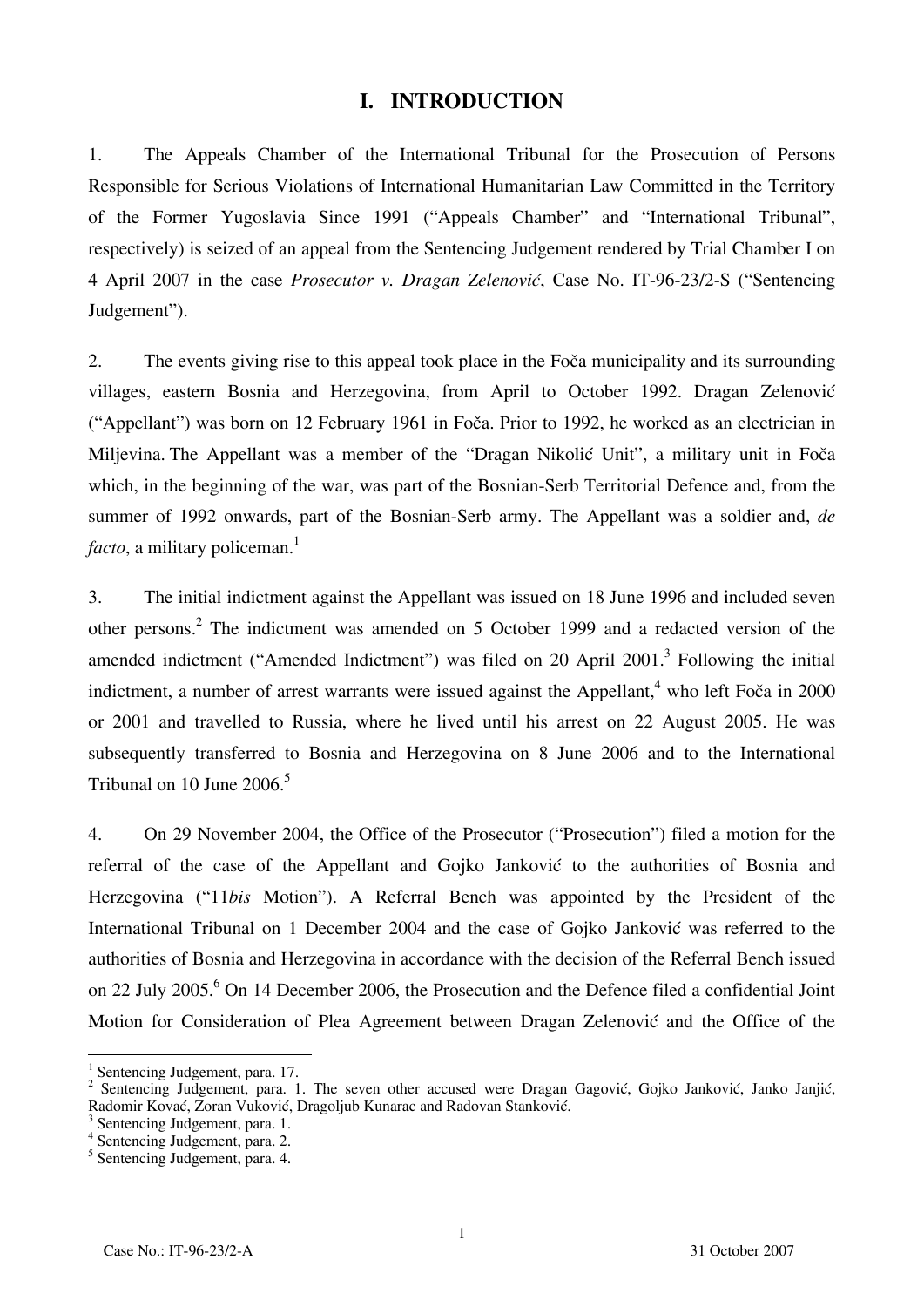# I. INTRODUCTION

1. The Appeals Chamber of the International Tribunal for the Prosecution of Persons Responsible for Serious Violations of International Humanitarian Law Committed in the Territory of the Former Yugoslavia Since 1991 ("Appeals Chamber" and "International Tribunal", respectively) is seized of an appeal from the Sentencing Judgement rendered by Trial Chamber I on 4 April 2007 in the case *Prosecutor v. Dragan Zelenović*, Case No. IT-96-23/2-S ("Sentencing Judgement").

2. The events giving rise to this appeal took place in the Foča municipality and its surrounding villages, eastern Bosnia and Herzegovina, from April to October 1992. Dragan Zelenović ("Appellant") was born on 12 February 1961 in Foča. Prior to 1992, he worked as an electrician in Miljevina. The Appellant was a member of the "Dragan Nikolić Unit", a military unit in Foča which, in the beginning of the war, was part of the Bosnian-Serb Territorial Defence and, from the summer of 1992 onwards, part of the Bosnian-Serb army. The Appellant was a soldier and, *de facto*, a military policeman.[1]

3. The initial indictment against the Appellant was issued on 18 June 1996 and included seven other persons.[2] The indictment was amended on 5 October 1999 and a redacted version of the amended indictment ("Amended Indictment") was filed on 20 April 2001.[3] Following the initial indictment, a number of arrest warrants were issued against the Appellant,[4] who left Foča in 2000 or 2001 and travelled to Russia, where he lived until his arrest on 22 August 2005. He was subsequently transferred to Bosnia and Herzegovina on 8 June 2006 and to the International Tribunal on 10 June 2006.[5]

4. On 29 November 2004, the Office of the Prosecutor ("Prosecution") filed a motion for the referral of the case of the Appellant and Gojko Janković to the authorities of Bosnia and Herzegovina ("11*bis* Motion"). A Referral Bench was appointed by the President of the International Tribunal on 1 December 2004 and the case of Gojko Janković was referred to the authorities of Bosnia and Herzegovina in accordance with the decision of the Referral Bench issued on 22 July 2005.[6] On 14 December 2006, the Prosecution and the Defence filed a confidential Joint Motion for Consideration of Plea Agreement between Dragan Zelenović and the Office of the

---

[1] Sentencing Judgement, para. 17.

[2] Sentencing Judgement, para. 1. The seven other accused were Dragan Gagović, Gojko Janković, Janko Janjić, Radomir Kovać, Zoran Vuković, Dragoljub Kunarac and Radovan Stanković.

[3] Sentencing Judgement, para. 1.

[4] Sentencing Judgement, para. 2.

[5] Sentencing Judgement, para. 4.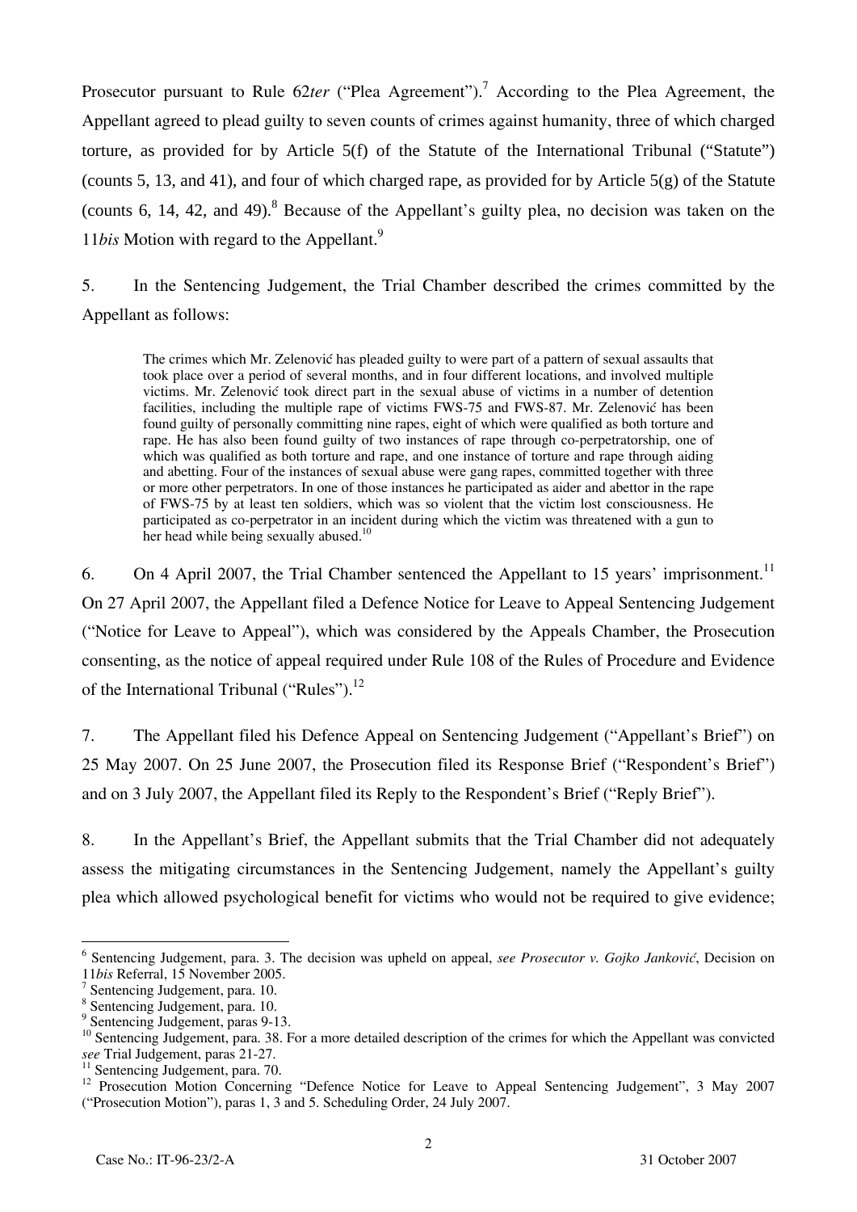Prosecutor pursuant to Rule 62*ter* ("Plea Agreement").[7] According to the Plea Agreement, the Appellant agreed to plead guilty to seven counts of crimes against humanity, three of which charged torture, as provided for by Article 5(f) of the Statute of the International Tribunal ("Statute") (counts 5, 13, and 41), and four of which charged rape, as provided for by Article 5(g) of the Statute (counts 6, 14, 42, and 49).[8] Because of the Appellant's guilty plea, no decision was taken on the 11*bis* Motion with regard to the Appellant.[9]

5. In the Sentencing Judgement, the Trial Chamber described the crimes committed by the Appellant as follows:

> The crimes which Mr. Zelenović has pleaded guilty to were part of a pattern of sexual assaults that took place over a period of several months, and in four different locations, and involved multiple victims. Mr. Zelenović took direct part in the sexual abuse of victims in a number of detention facilities, including the multiple rape of victims FWS-75 and FWS-87. Mr. Zelenović has been found guilty of personally committing nine rapes, eight of which were qualified as both torture and rape. He has also been found guilty of two instances of rape through co-perpetratorship, one of which was qualified as both torture and rape, and one instance of torture and rape through aiding and abetting. Four of the instances of sexual abuse were gang rapes, committed together with three or more other perpetrators. In one of those instances he participated as aider and abettor in the rape of FWS-75 by at least ten soldiers, which was so violent that the victim lost consciousness. He participated as co-perpetrator in an incident during which the victim was threatened with a gun to her head while being sexually abused.[10]

6. On 4 April 2007, the Trial Chamber sentenced the Appellant to 15 years' imprisonment.[11] On 27 April 2007, the Appellant filed a Defence Notice for Leave to Appeal Sentencing Judgement ("Notice for Leave to Appeal"), which was considered by the Appeals Chamber, the Prosecution consenting, as the notice of appeal required under Rule 108 of the Rules of Procedure and Evidence of the International Tribunal ("Rules").[12]

7. The Appellant filed his Defence Appeal on Sentencing Judgement ("Appellant's Brief") on 25 May 2007. On 25 June 2007, the Prosecution filed its Response Brief ("Respondent's Brief") and on 3 July 2007, the Appellant filed its Reply to the Respondent's Brief ("Reply Brief").

8. In the Appellant's Brief, the Appellant submits that the Trial Chamber did not adequately assess the mitigating circumstances in the Sentencing Judgement, namely the Appellant's guilty plea which allowed psychological benefit for victims who would not be required to give evidence;

---

[6] Sentencing Judgement, para. 3. The decision was upheld on appeal, *see Prosecutor v. Gojko Janković*, Decision on 11*bis* Referral, 15 November 2005.

[7] Sentencing Judgement, para. 10.

[8] Sentencing Judgement, para. 10.

[9] Sentencing Judgement, paras 9-13.

[10] Sentencing Judgement, para. 38. For a more detailed description of the crimes for which the Appellant was convicted *see* Trial Judgement, paras 21-27.

[11] Sentencing Judgement, para. 70.

[12] Prosecution Motion Concerning "Defence Notice for Leave to Appeal Sentencing Judgement", 3 May 2007 ("Prosecution Motion"), paras 1, 3 and 5. Scheduling Order, 24 July 2007.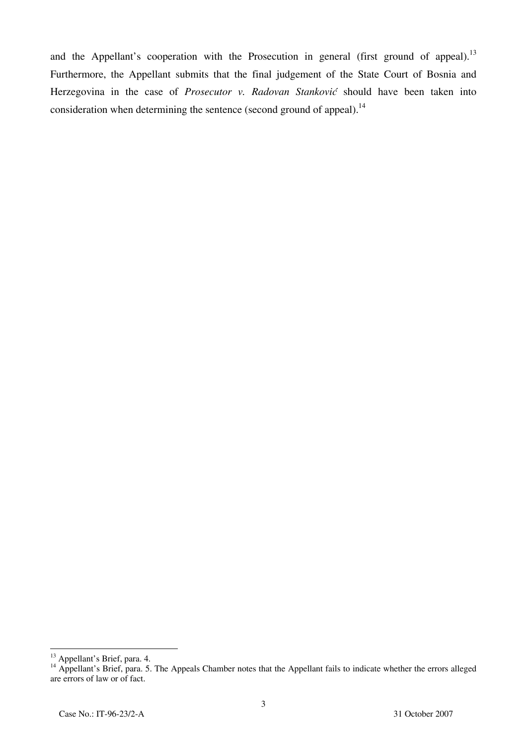and the Appellant's cooperation with the Prosecution in general (first ground of appeal).[13] Furthermore, the Appellant submits that the final judgement of the State Court of Bosnia and Herzegovina in the case of *Prosecutor v. Radovan Stanković* should have been taken into consideration when determining the sentence (second ground of appeal).[14]

---

[13] Appellant's Brief, para. 4.

[14] Appellant's Brief, para. 5. The Appeals Chamber notes that the Appellant fails to indicate whether the errors alleged are errors of law or of fact.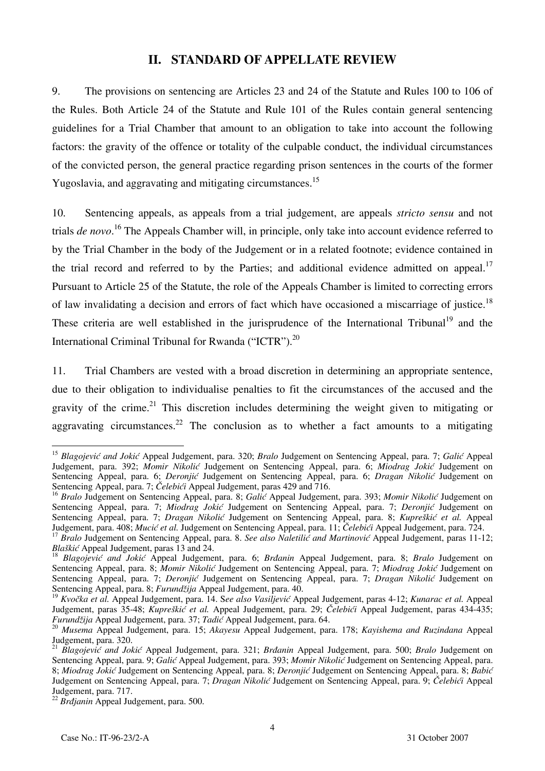## II. STANDARD OF APPELLATE REVIEW

9. The provisions on sentencing are Articles 23 and 24 of the Statute and Rules 100 to 106 of the Rules. Both Article 24 of the Statute and Rule 101 of the Rules contain general sentencing guidelines for a Trial Chamber that amount to an obligation to take into account the following factors: the gravity of the offence or totality of the culpable conduct, the individual circumstances of the convicted person, the general practice regarding prison sentences in the courts of the former Yugoslavia, and aggravating and mitigating circumstances.[15]

10. Sentencing appeals, as appeals from a trial judgement, are appeals *stricto sensu* and not trials *de novo*.[16] The Appeals Chamber will, in principle, only take into account evidence referred to by the Trial Chamber in the body of the Judgement or in a related footnote; evidence contained in the trial record and referred to by the Parties; and additional evidence admitted on appeal.[17] Pursuant to Article 25 of the Statute, the role of the Appeals Chamber is limited to correcting errors of law invalidating a decision and errors of fact which have occasioned a miscarriage of justice.[18] These criteria are well established in the jurisprudence of the International Tribunal[19] and the International Criminal Tribunal for Rwanda ("ICTR").[20]

11. Trial Chambers are vested with a broad discretion in determining an appropriate sentence, due to their obligation to individualise penalties to fit the circumstances of the accused and the gravity of the crime.[21] This discretion includes determining the weight given to mitigating or aggravating circumstances.[22] The conclusion as to whether a fact amounts to a mitigating

---

[15] *Blagojević and Jokić* Appeal Judgement, para. 320; *Bralo* Judgement on Sentencing Appeal, para. 7; *Galić* Appeal Judgement, para. 392; *Momir Nikolić* Judgement on Sentencing Appeal, para. 6; *Miodrag Jokić* Judgement on Sentencing Appeal, para. 6; *Deronjić* Judgement on Sentencing Appeal, para. 6; *Dragan Nikolić* Judgement on Sentencing Appeal, para. 7; *Čelebići* Appeal Judgement, paras 429 and 716.

[16] *Bralo* Judgement on Sentencing Appeal, para. 8; *Galić* Appeal Judgement, para. 393; *Momir Nikolić* Judgement on Sentencing Appeal, para. 7; *Miodrag Jokić* Judgement on Sentencing Appeal, para. 7; *Deronjić* Judgement on Sentencing Appeal, para. 7; *Dragan Nikolić* Judgement on Sentencing Appeal, para. 8; *Kupreškić et al.* Appeal Judgement, para. 408; *Mucić et al.* Judgement on Sentencing Appeal, para. 11; *Čelebići* Appeal Judgement, para. 724.

[17] *Bralo* Judgement on Sentencing Appeal, para. 8. *See also Naletilić and Martinović* Appeal Judgement, paras 11-12; *Blaškić* Appeal Judgement, paras 13 and 24.

[18] *Blagojević and Jokić* Appeal Judgement, para. 6; *Brđanin* Appeal Judgement, para. 8; *Bralo* Judgement on Sentencing Appeal, para. 8; *Momir Nikolić* Judgement on Sentencing Appeal, para. 7; *Miodrag Jokić* Judgement on Sentencing Appeal, para. 7; *Deronjić* Judgement on Sentencing Appeal, para. 7; *Dragan Nikolić* Judgement on Sentencing Appeal, para. 8; *Furundžija* Appeal Judgement, para. 40.

[19] *Kvočka et al.* Appeal Judgement, para. 14. S*ee also Vasiljević* Appeal Judgement, paras 4-12; *Kunarac et al.* Appeal Judgement, paras 35-48; *Kupreškić et al.* Appeal Judgement, para. 29; *Čelebići* Appeal Judgement, paras 434-435; *Furundžija* Appeal Judgement, para. 37; *Tadić* Appeal Judgement, para. 64.

[20] *Musema* Appeal Judgement, para. 15; *Akayesu* Appeal Judgement, para. 178; *Kayishema and Ruzindana* Appeal Judgement, para. 320.

[21] *Blagojević and Jokić* Appeal Judgement, para. 321; *Brdanin* Appeal Judgement, para. 500; *Bralo* Judgement on Sentencing Appeal, para. 9; *Galić* Appeal Judgement, para. 393; *Momir Nikolić* Judgement on Sentencing Appeal, para. 8; *Miodrag Jokić* Judgement on Sentencing Appeal, para. 8; *Deronjić* Judgement on Sentencing Appeal, para. 8; *Babić* Judgement on Sentencing Appeal, para. 7; *Dragan Nikolić* Judgement on Sentencing Appeal, para. 9; *Čelebići* Appeal Judgement, para. 717.

[22] *Brdjanin* Appeal Judgement, para. 500.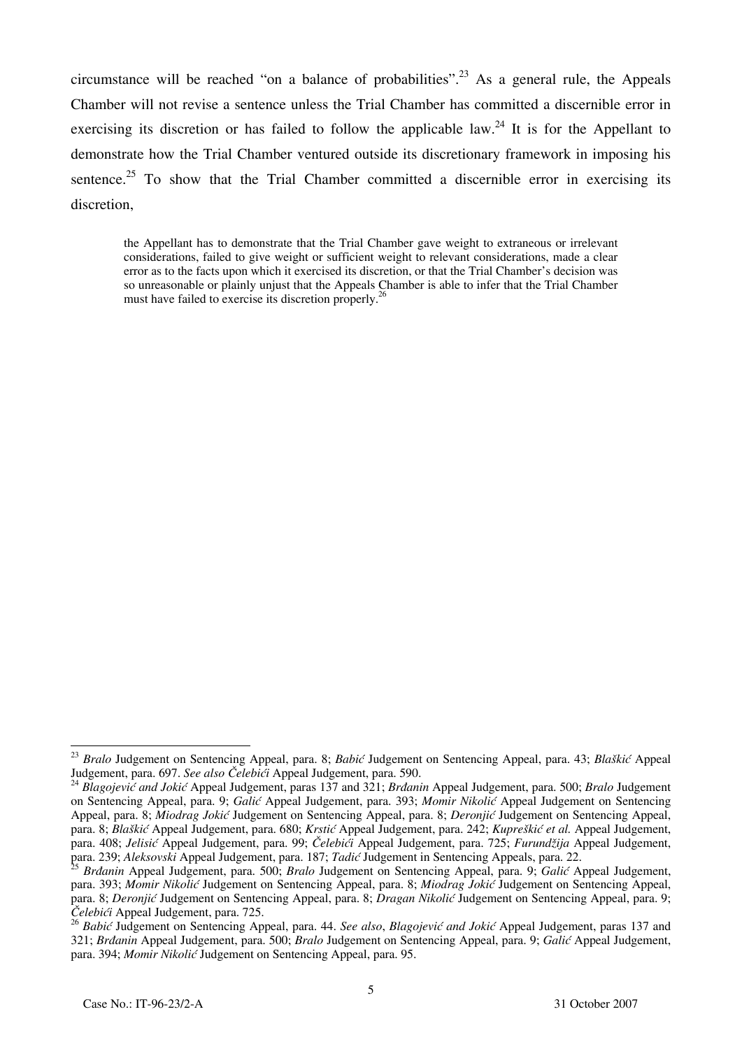circumstance will be reached "on a balance of probabilities".[23] As a general rule, the Appeals Chamber will not revise a sentence unless the Trial Chamber has committed a discernible error in exercising its discretion or has failed to follow the applicable law.[24] It is for the Appellant to demonstrate how the Trial Chamber ventured outside its discretionary framework in imposing his sentence.[25] To show that the Trial Chamber committed a discernible error in exercising its discretion,

> the Appellant has to demonstrate that the Trial Chamber gave weight to extraneous or irrelevant considerations, failed to give weight or sufficient weight to relevant considerations, made a clear error as to the facts upon which it exercised its discretion, or that the Trial Chamber's decision was so unreasonable or plainly unjust that the Appeals Chamber is able to infer that the Trial Chamber must have failed to exercise its discretion properly.[26]

---

[23] *Bralo* Judgement on Sentencing Appeal, para. 8; *Babić* Judgement on Sentencing Appeal, para. 43; *Blaškić* Appeal Judgement, para. 697. *See also Čelebići* Appeal Judgement, para. 590.

[24] *Blagojević and Jokić* Appeal Judgement, paras 137 and 321; *Brđanin* Appeal Judgement, para. 500; *Bralo* Judgement on Sentencing Appeal, para. 9; *Galić* Appeal Judgement, para. 393; *Momir Nikolić* Appeal Judgement on Sentencing Appeal, para. 8; *Miodrag Jokić* Judgement on Sentencing Appeal, para. 8; *Deronjić* Judgement on Sentencing Appeal, para. 8; *Blaškić* Appeal Judgement, para. 680; *Krstić* Appeal Judgement, para. 242; *Kupreškić et al.* Appeal Judgement, para. 408; *Jelisić* Appeal Judgement, para. 99; *Čelebići* Appeal Judgement, para. 725; *Furundžija* Appeal Judgement, para. 239; *Aleksovski* Appeal Judgement, para. 187; *Tadić* Judgement in Sentencing Appeals, para. 22.

[25] *Brđanin* Appeal Judgement, para. 500; *Bralo* Judgement on Sentencing Appeal, para. 9; *Galić* Appeal Judgement, para. 393; *Momir Nikolić* Judgement on Sentencing Appeal, para. 8; *Miodrag Jokić* Judgement on Sentencing Appeal, para. 8; *Deronjić* Judgement on Sentencing Appeal, para. 8; *Dragan Nikolić* Judgement on Sentencing Appeal, para. 9; *Čelebići* Appeal Judgement, para. 725.

[26] *Babić* Judgement on Sentencing Appeal, para. 44. *See also*, *Blagojević and Jokić* Appeal Judgement, paras 137 and 321; *Brđanin* Appeal Judgement, para. 500; *Bralo* Judgement on Sentencing Appeal, para. 9; *Galić* Appeal Judgement, para. 394; *Momir Nikolić* Judgement on Sentencing Appeal, para. 95.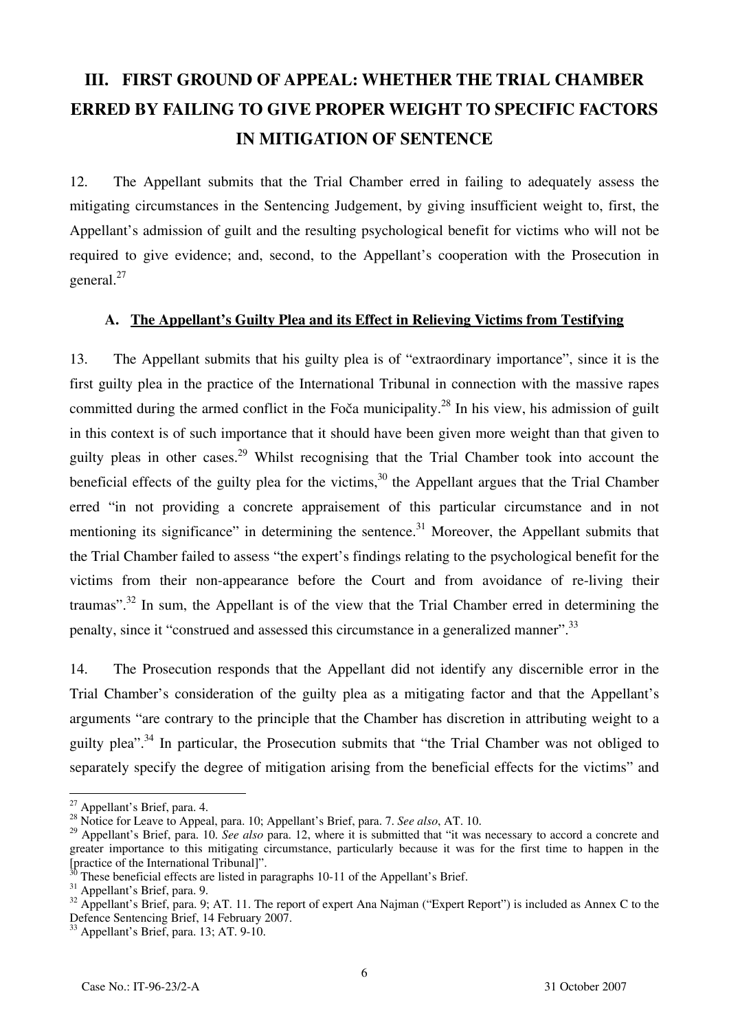## III. FIRST GROUND OF APPEAL: WHETHER THE TRIAL CHAMBER ERRED BY FAILING TO GIVE PROPER WEIGHT TO SPECIFIC FACTORS IN MITIGATION OF SENTENCE

12. The Appellant submits that the Trial Chamber erred in failing to adequately assess the mitigating circumstances in the Sentencing Judgement, by giving insufficient weight to, first, the Appellant's admission of guilt and the resulting psychological benefit for victims who will not be required to give evidence; and, second, to the Appellant's cooperation with the Prosecution in general.[27]

### A. The Appellant's Guilty Plea and its Effect in Relieving Victims from Testifying

13. The Appellant submits that his guilty plea is of "extraordinary importance", since it is the first guilty plea in the practice of the International Tribunal in connection with the massive rapes committed during the armed conflict in the Foča municipality.[28] In his view, his admission of guilt in this context is of such importance that it should have been given more weight than that given to guilty pleas in other cases.[29] Whilst recognising that the Trial Chamber took into account the beneficial effects of the guilty plea for the victims,[30] the Appellant argues that the Trial Chamber erred "in not providing a concrete appraisement of this particular circumstance and in not mentioning its significance" in determining the sentence.[31] Moreover, the Appellant submits that the Trial Chamber failed to assess "the expert's findings relating to the psychological benefit for the victims from their non-appearance before the Court and from avoidance of re-living their traumas".[32] In sum, the Appellant is of the view that the Trial Chamber erred in determining the penalty, since it "construed and assessed this circumstance in a generalized manner".[33]

14. The Prosecution responds that the Appellant did not identify any discernible error in the Trial Chamber's consideration of the guilty plea as a mitigating factor and that the Appellant's arguments "are contrary to the principle that the Chamber has discretion in attributing weight to a guilty plea".[34] In particular, the Prosecution submits that "the Trial Chamber was not obliged to separately specify the degree of mitigation arising from the beneficial effects for the victims" and

---

[27] Appellant's Brief, para. 4.

[28] Notice for Leave to Appeal, para. 10; Appellant's Brief, para. 7. *See also*, AT. 10.

[29] Appellant's Brief, para. 10. *See also* para. 12, where it is submitted that "it was necessary to accord a concrete and greater importance to this mitigating circumstance, particularly because it was for the first time to happen in the [practice of the International Tribunal]".

[30] These beneficial effects are listed in paragraphs 10-11 of the Appellant's Brief.

[31] Appellant's Brief, para. 9.

[32] Appellant's Brief, para. 9; AT. 11. The report of expert Ana Najman ("Expert Report") is included as Annex C to the Defence Sentencing Brief, 14 February 2007.

[33] Appellant's Brief, para. 13; AT. 9-10.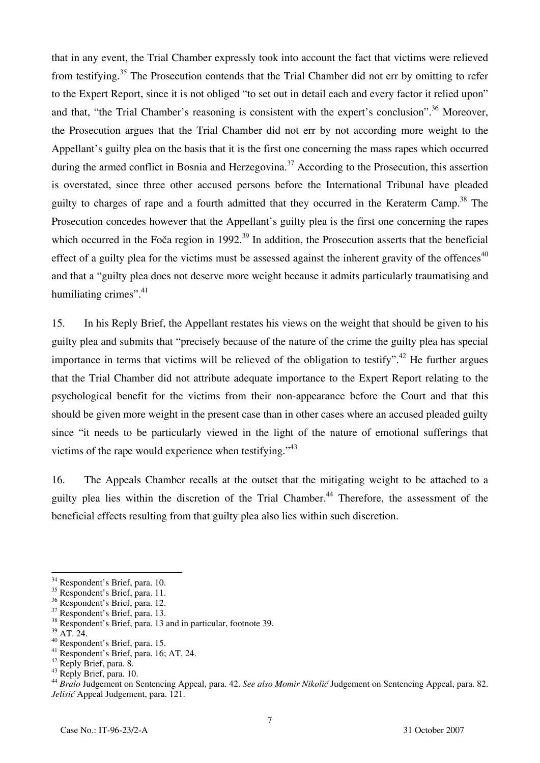that in any event, the Trial Chamber expressly took into account the fact that victims were relieved from testifying.[35] The Prosecution contends that the Trial Chamber did not err by omitting to refer to the Expert Report, since it is not obliged "to set out in detail each and every factor it relied upon" and that, "the Trial Chamber's reasoning is consistent with the expert's conclusion".[36] Moreover, the Prosecution argues that the Trial Chamber did not err by not according more weight to the Appellant's guilty plea on the basis that it is the first one concerning the mass rapes which occurred during the armed conflict in Bosnia and Herzegovina.[37] According to the Prosecution, this assertion is overstated, since three other accused persons before the International Tribunal have pleaded guilty to charges of rape and a fourth admitted that they occurred in the Keraterm Camp.[38] The Prosecution concedes however that the Appellant's guilty plea is the first one concerning the rapes which occurred in the Foča region in 1992.[39] In addition, the Prosecution asserts that the beneficial effect of a guilty plea for the victims must be assessed against the inherent gravity of the offences[40] and that a "guilty plea does not deserve more weight because it admits particularly traumatising and humiliating crimes".[41]

15. In his Reply Brief, the Appellant restates his views on the weight that should be given to his guilty plea and submits that "precisely because of the nature of the crime the guilty plea has special importance in terms that victims will be relieved of the obligation to testify".[42] He further argues that the Trial Chamber did not attribute adequate importance to the Expert Report relating to the psychological benefit for the victims from their non-appearance before the Court and that this should be given more weight in the present case than in other cases where an accused pleaded guilty since "it needs to be particularly viewed in the light of the nature of emotional sufferings that victims of the rape would experience when testifying."[43]

16. The Appeals Chamber recalls at the outset that the mitigating weight to be attached to a guilty plea lies within the discretion of the Trial Chamber.[44] Therefore, the assessment of the beneficial effects resulting from that guilty plea also lies within such discretion.

---

[34] Respondent's Brief, para. 10.
[35] Respondent's Brief, para. 11.
[36] Respondent's Brief, para. 12.
[37] Respondent's Brief, para. 13.
[38] Respondent's Brief, para. 13 and in particular, footnote 39.
[39] AT. 24.
[40] Respondent's Brief, para. 15.
[41] Respondent's Brief, para. 16; AT. 24.
[42] Reply Brief, para. 8.
[43] Reply Brief, para. 10.
[44] *Bralo* Judgement on Sentencing Appeal, para. 42. *See also Momir Nikolić* Judgement on Sentencing Appeal, para. 82. *Jelisić* Appeal Judgement, para. 121.

Case No.: IT-96-23/2-A 31 October 2007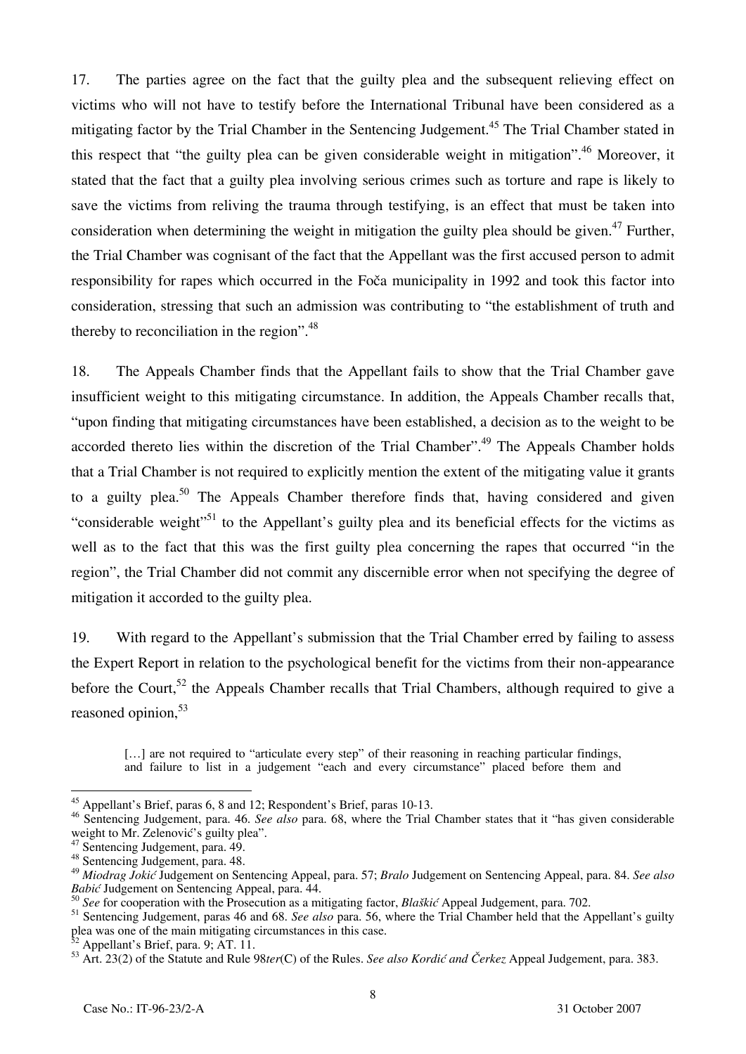17. The parties agree on the fact that the guilty plea and the subsequent relieving effect on victims who will not have to testify before the International Tribunal have been considered as a mitigating factor by the Trial Chamber in the Sentencing Judgement.[45] The Trial Chamber stated in this respect that "the guilty plea can be given considerable weight in mitigation".[46] Moreover, it stated that the fact that a guilty plea involving serious crimes such as torture and rape is likely to save the victims from reliving the trauma through testifying, is an effect that must be taken into consideration when determining the weight in mitigation the guilty plea should be given.[47] Further, the Trial Chamber was cognisant of the fact that the Appellant was the first accused person to admit responsibility for rapes which occurred in the Foča municipality in 1992 and took this factor into consideration, stressing that such an admission was contributing to "the establishment of truth and thereby to reconciliation in the region".[48]

18. The Appeals Chamber finds that the Appellant fails to show that the Trial Chamber gave insufficient weight to this mitigating circumstance. In addition, the Appeals Chamber recalls that, "upon finding that mitigating circumstances have been established, a decision as to the weight to be accorded thereto lies within the discretion of the Trial Chamber".[49] The Appeals Chamber holds that a Trial Chamber is not required to explicitly mention the extent of the mitigating value it grants to a guilty plea.[50] The Appeals Chamber therefore finds that, having considered and given "considerable weight"[51] to the Appellant's guilty plea and its beneficial effects for the victims as well as to the fact that this was the first guilty plea concerning the rapes that occurred "in the region", the Trial Chamber did not commit any discernible error when not specifying the degree of mitigation it accorded to the guilty plea.

19. With regard to the Appellant's submission that the Trial Chamber erred by failing to assess the Expert Report in relation to the psychological benefit for the victims from their non-appearance before the Court,[52] the Appeals Chamber recalls that Trial Chambers, although required to give a reasoned opinion,[53]

> […] are not required to "articulate every step" of their reasoning in reaching particular findings, and failure to list in a judgement "each and every circumstance" placed before them and

---

[45] Appellant's Brief, paras 6, 8 and 12; Respondent's Brief, paras 10-13.

[46] Sentencing Judgement, para. 46. *See also* para. 68, where the Trial Chamber states that it "has given considerable weight to Mr. Zelenović's guilty plea".

[47] Sentencing Judgement, para. 49.

[48] Sentencing Judgement, para. 48.

[49] *Miodrag Jokić* Judgement on Sentencing Appeal, para. 57; *Bralo* Judgement on Sentencing Appeal, para. 84. *See also Babić* Judgement on Sentencing Appeal, para. 44.

[50] *See* for cooperation with the Prosecution as a mitigating factor, *Blaškić* Appeal Judgement, para. 702.

[51] Sentencing Judgement, paras 46 and 68. *See also* para. 56, where the Trial Chamber held that the Appellant's guilty plea was one of the main mitigating circumstances in this case.

[52] Appellant's Brief, para. 9; AT. 11.

[53] Art. 23(2) of the Statute and Rule 98*ter*(C) of the Rules. *See also Kordić and Čerkez* Appeal Judgement, para. 383.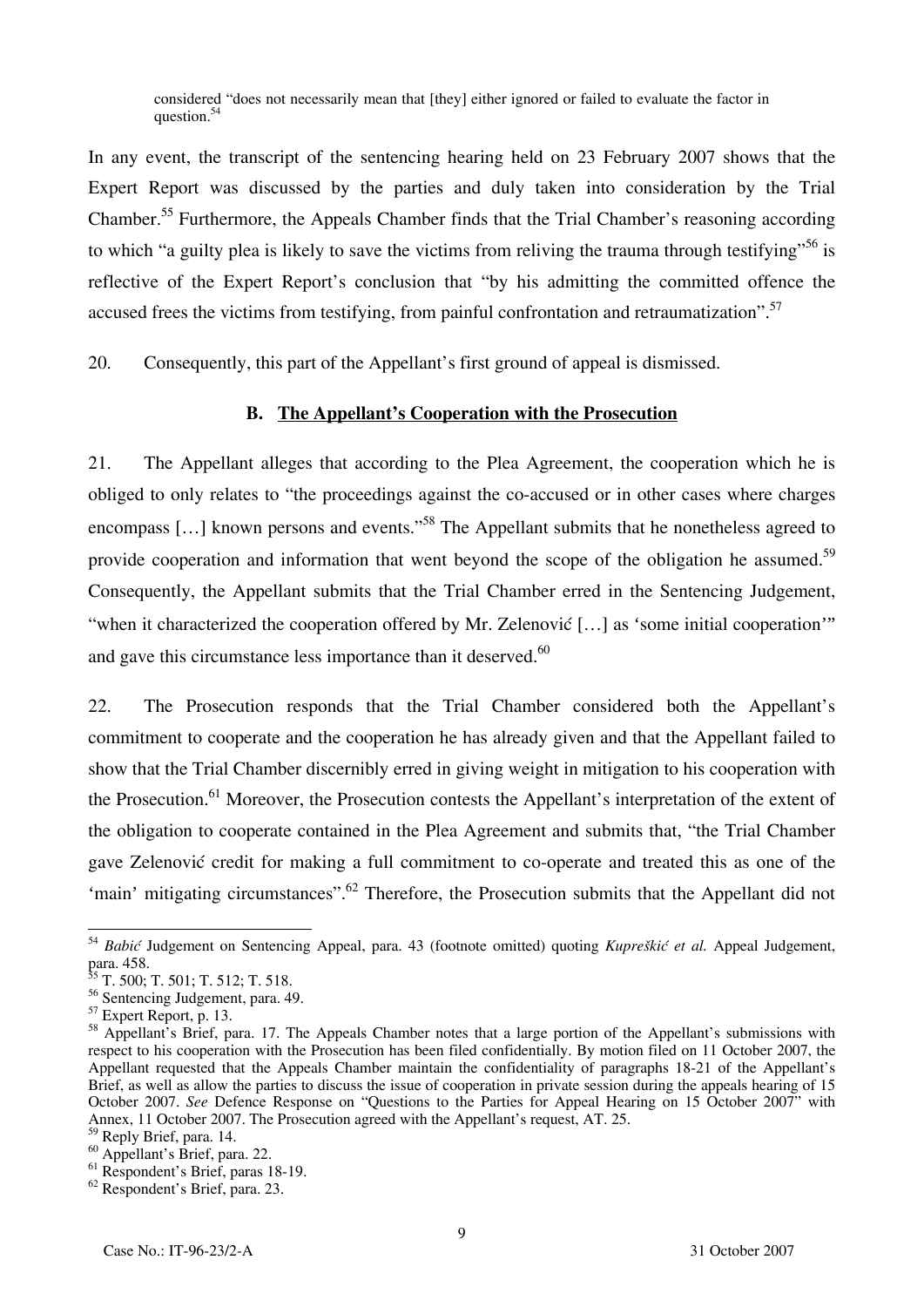> considered "does not necessarily mean that [they] either ignored or failed to evaluate the factor in question.[54]

In any event, the transcript of the sentencing hearing held on 23 February 2007 shows that the Expert Report was discussed by the parties and duly taken into consideration by the Trial Chamber.[55] Furthermore, the Appeals Chamber finds that the Trial Chamber's reasoning according to which "a guilty plea is likely to save the victims from reliving the trauma through testifying"[56] is reflective of the Expert Report's conclusion that "by his admitting the committed offence the accused frees the victims from testifying, from painful confrontation and retraumatization".[57]

20. Consequently, this part of the Appellant's first ground of appeal is dismissed.

### B. The Appellant's Cooperation with the Prosecution

21. The Appellant alleges that according to the Plea Agreement, the cooperation which he is obliged to only relates to "the proceedings against the co-accused or in other cases where charges encompass […] known persons and events."[58] The Appellant submits that he nonetheless agreed to provide cooperation and information that went beyond the scope of the obligation he assumed.[59] Consequently, the Appellant submits that the Trial Chamber erred in the Sentencing Judgement, "when it characterized the cooperation offered by Mr. Zelenović […] as 'some initial cooperation'" and gave this circumstance less importance than it deserved.[60]

22. The Prosecution responds that the Trial Chamber considered both the Appellant's commitment to cooperate and the cooperation he has already given and that the Appellant failed to show that the Trial Chamber discernibly erred in giving weight in mitigation to his cooperation with the Prosecution.[61] Moreover, the Prosecution contests the Appellant's interpretation of the extent of the obligation to cooperate contained in the Plea Agreement and submits that, "the Trial Chamber gave Zelenović credit for making a full commitment to co-operate and treated this as one of the 'main' mitigating circumstances".[62] Therefore, the Prosecution submits that the Appellant did not

---

[54] *Babić* Judgement on Sentencing Appeal, para. 43 (footnote omitted) quoting *Kupreškić et al.* Appeal Judgement, para. 458.

[55] T. 500; T. 501; T. 512; T. 518.

[56] Sentencing Judgement, para. 49.

[57] Expert Report, p. 13.

[58] Appellant's Brief, para. 17. The Appeals Chamber notes that a large portion of the Appellant's submissions with respect to his cooperation with the Prosecution has been filed confidentially. By motion filed on 11 October 2007, the Appellant requested that the Appeals Chamber maintain the confidentiality of paragraphs 18-21 of the Appellant's Brief, as well as allow the parties to discuss the issue of cooperation in private session during the appeals hearing of 15 October 2007. *See* Defence Response on "Questions to the Parties for Appeal Hearing on 15 October 2007" with Annex, 11 October 2007. The Prosecution agreed with the Appellant's request, AT. 25.

[59] Reply Brief, para. 14.

[60] Appellant's Brief, para. 22.

[61] Respondent's Brief, paras 18-19.

[62] Respondent's Brief, para. 23.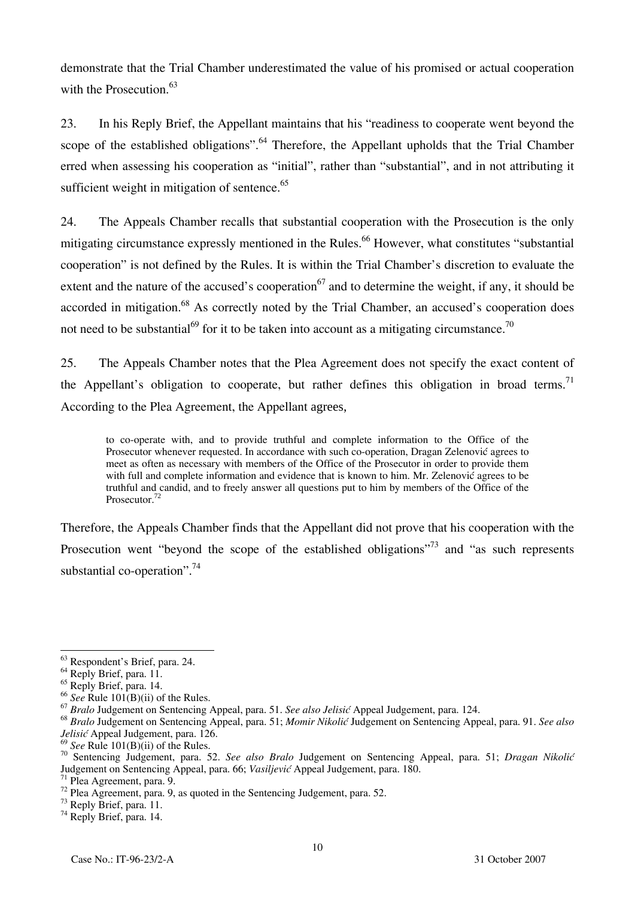demonstrate that the Trial Chamber underestimated the value of his promised or actual cooperation with the Prosecution.[63]

23. In his Reply Brief, the Appellant maintains that his "readiness to cooperate went beyond the scope of the established obligations".[64] Therefore, the Appellant upholds that the Trial Chamber erred when assessing his cooperation as "initial", rather than "substantial", and in not attributing it sufficient weight in mitigation of sentence.[65]

24. The Appeals Chamber recalls that substantial cooperation with the Prosecution is the only mitigating circumstance expressly mentioned in the Rules.[66] However, what constitutes "substantial cooperation" is not defined by the Rules. It is within the Trial Chamber's discretion to evaluate the extent and the nature of the accused's cooperation[67] and to determine the weight, if any, it should be accorded in mitigation.[68] As correctly noted by the Trial Chamber, an accused's cooperation does not need to be substantial[69] for it to be taken into account as a mitigating circumstance.[70]

25. The Appeals Chamber notes that the Plea Agreement does not specify the exact content of the Appellant's obligation to cooperate, but rather defines this obligation in broad terms.[71] According to the Plea Agreement, the Appellant agrees,

> to co-operate with, and to provide truthful and complete information to the Office of the Prosecutor whenever requested. In accordance with such co-operation, Dragan Zelenović agrees to meet as often as necessary with members of the Office of the Prosecutor in order to provide them with full and complete information and evidence that is known to him. Mr. Zelenović agrees to be truthful and candid, and to freely answer all questions put to him by members of the Office of the Prosecutor.[72]

Therefore, the Appeals Chamber finds that the Appellant did not prove that his cooperation with the Prosecution went "beyond the scope of the established obligations"[73] and "as such represents substantial co-operation".[74]

---

[63] Respondent's Brief, para. 24.
[64] Reply Brief, para. 11.
[65] Reply Brief, para. 14.
[66] *See* Rule 101(B)(ii) of the Rules.
[67] *Bralo* Judgement on Sentencing Appeal, para. 51. *See also Jelisić* Appeal Judgement, para. 124.
[68] *Bralo* Judgement on Sentencing Appeal, para. 51; *Momir Nikolić* Judgement on Sentencing Appeal, para. 91. *See also Jelisić* Appeal Judgement, para. 126.
[69] *See* Rule 101(B)(ii) of the Rules.
[70] Sentencing Judgement, para. 52. *See also Bralo* Judgement on Sentencing Appeal, para. 51; *Dragan Nikolić* Judgement on Sentencing Appeal, para. 66; *Vasiljević* Appeal Judgement, para. 180.
[71] Plea Agreement, para. 9.
[72] Plea Agreement, para. 9, as quoted in the Sentencing Judgement, para. 52.
[73] Reply Brief, para. 11.
[74] Reply Brief, para. 14.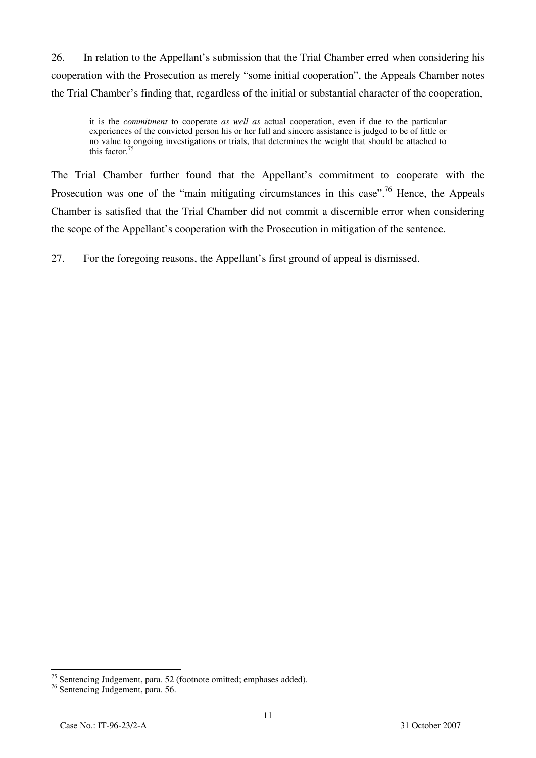26. In relation to the Appellant's submission that the Trial Chamber erred when considering his cooperation with the Prosecution as merely "some initial cooperation", the Appeals Chamber notes the Trial Chamber's finding that, regardless of the initial or substantial character of the cooperation,

> it is the *commitment* to cooperate *as well as* actual cooperation, even if due to the particular experiences of the convicted person his or her full and sincere assistance is judged to be of little or no value to ongoing investigations or trials, that determines the weight that should be attached to this factor.[75]

The Trial Chamber further found that the Appellant's commitment to cooperate with the Prosecution was one of the "main mitigating circumstances in this case".[76] Hence, the Appeals Chamber is satisfied that the Trial Chamber did not commit a discernible error when considering the scope of the Appellant's cooperation with the Prosecution in mitigation of the sentence.

27. For the foregoing reasons, the Appellant's first ground of appeal is dismissed.

---

[75] Sentencing Judgement, para. 52 (footnote omitted; emphases added).

[76] Sentencing Judgement, para. 56.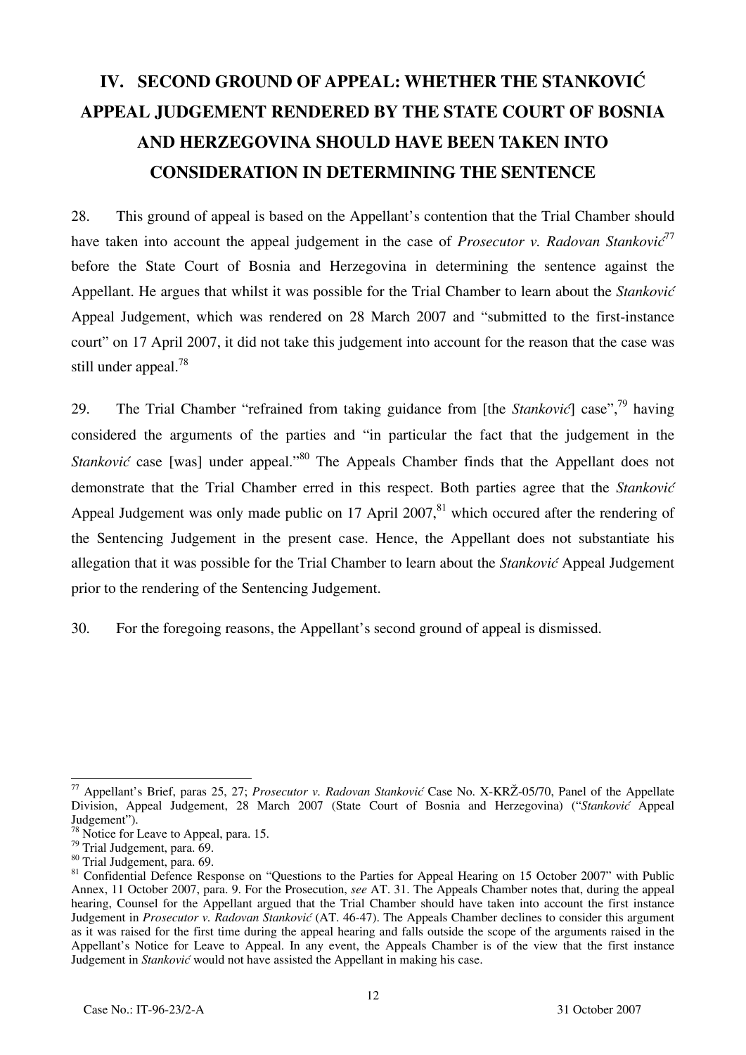# IV. SECOND GROUND OF APPEAL: WHETHER THE STANKOVIĆ APPEAL JUDGEMENT RENDERED BY THE STATE COURT OF BOSNIA AND HERZEGOVINA SHOULD HAVE BEEN TAKEN INTO CONSIDERATION IN DETERMINING THE SENTENCE

28. This ground of appeal is based on the Appellant's contention that the Trial Chamber should have taken into account the appeal judgement in the case of *Prosecutor v. Radovan Stanković*[77] before the State Court of Bosnia and Herzegovina in determining the sentence against the Appellant. He argues that whilst it was possible for the Trial Chamber to learn about the *Stanković* Appeal Judgement, which was rendered on 28 March 2007 and "submitted to the first-instance court" on 17 April 2007, it did not take this judgement into account for the reason that the case was still under appeal.[78]

29. The Trial Chamber "refrained from taking guidance from [the *Stanković*] case",[79] having considered the arguments of the parties and "in particular the fact that the judgement in the *Stanković* case [was] under appeal."[80] The Appeals Chamber finds that the Appellant does not demonstrate that the Trial Chamber erred in this respect. Both parties agree that the *Stanković* Appeal Judgement was only made public on 17 April 2007,[81] which occured after the rendering of the Sentencing Judgement in the present case. Hence, the Appellant does not substantiate his allegation that it was possible for the Trial Chamber to learn about the *Stanković* Appeal Judgement prior to the rendering of the Sentencing Judgement.

30. For the foregoing reasons, the Appellant's second ground of appeal is dismissed.

---

[77] Appellant's Brief, paras 25, 27; *Prosecutor v. Radovan Stanković* Case No. X-KRŽ-05/70, Panel of the Appellate Division, Appeal Judgement, 28 March 2007 (State Court of Bosnia and Herzegovina) ("*Stanković* Appeal Judgement").

[78] Notice for Leave to Appeal, para. 15.

[79] Trial Judgement, para. 69.

[80] Trial Judgement, para. 69.

[81] Confidential Defence Response on "Questions to the Parties for Appeal Hearing on 15 October 2007" with Public Annex, 11 October 2007, para. 9. For the Prosecution, *see* AT. 31. The Appeals Chamber notes that, during the appeal hearing, Counsel for the Appellant argued that the Trial Chamber should have taken into account the first instance Judgement in *Prosecutor v. Radovan Stanković* (AT. 46-47). The Appeals Chamber declines to consider this argument as it was raised for the first time during the appeal hearing and falls outside the scope of the arguments raised in the Appellant's Notice for Leave to Appeal. In any event, the Appeals Chamber is of the view that the first instance Judgement in *Stanković* would not have assisted the Appellant in making his case.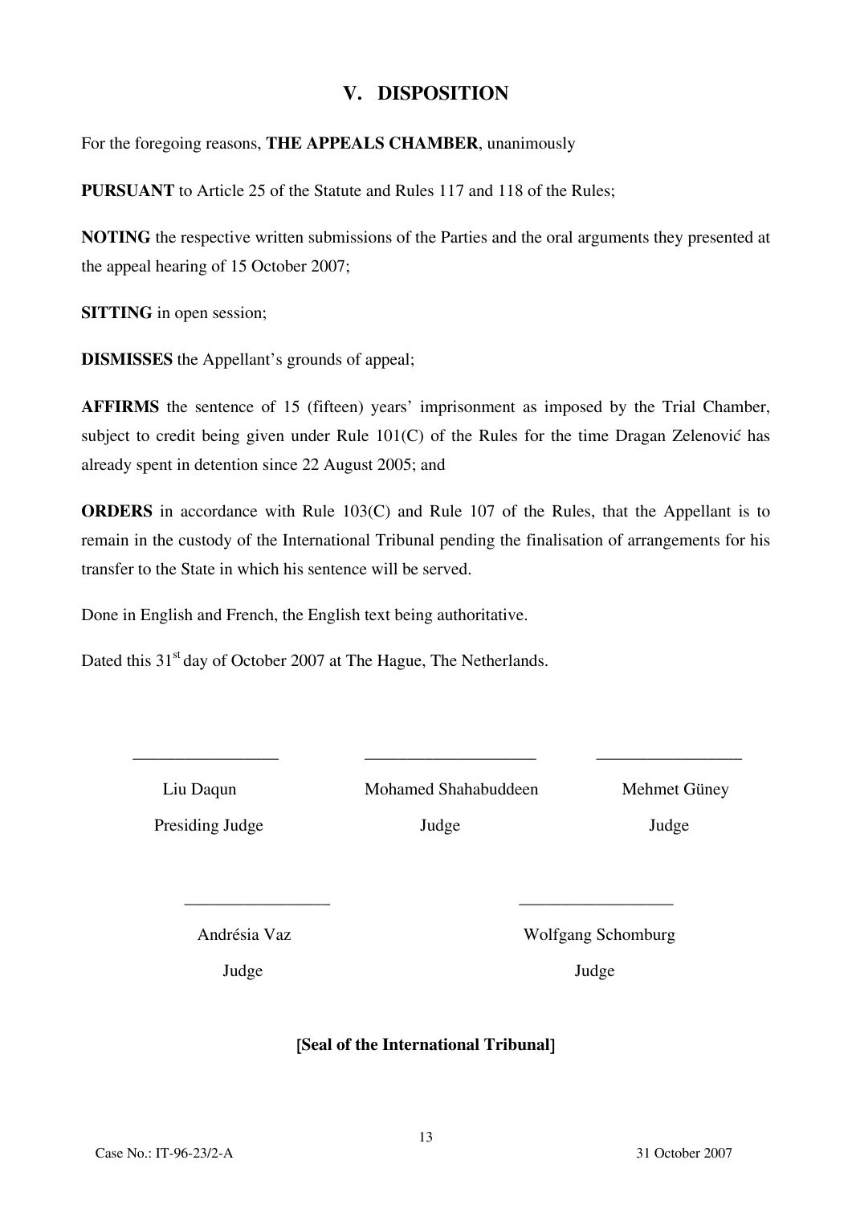## V. DISPOSITION

For the foregoing reasons, **THE APPEALS CHAMBER**, unanimously

**PURSUANT** to Article 25 of the Statute and Rules 117 and 118 of the Rules;

**NOTING** the respective written submissions of the Parties and the oral arguments they presented at the appeal hearing of 15 October 2007;

**SITTING** in open session;

**DISMISSES** the Appellant's grounds of appeal;

**AFFIRMS** the sentence of 15 (fifteen) years' imprisonment as imposed by the Trial Chamber, subject to credit being given under Rule 101(C) of the Rules for the time Dragan Zelenović has already spent in detention since 22 August 2005; and

**ORDERS** in accordance with Rule 103(C) and Rule 107 of the Rules, that the Appellant is to remain in the custody of the International Tribunal pending the finalisation of arrangements for his transfer to the State in which his sentence will be served.

Done in English and French, the English text being authoritative.

Dated this 31st day of October 2007 at The Hague, The Netherlands.

| Liu Daqun | Mohamed Shahabuddeen | Mehmet Güney |
|---|---|---|
| Presiding Judge | Judge | Judge |

| Andrésia Vaz | Wolfgang Schomburg |
|---|---|
| Judge | Judge |

**[Seal of the International Tribunal]**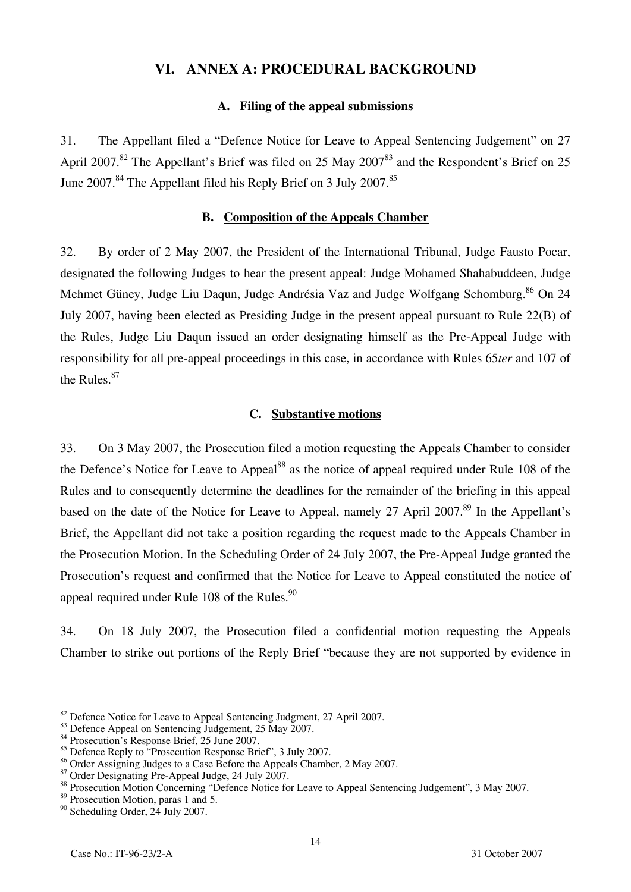# VI. ANNEX A: PROCEDURAL BACKGROUND

## A. Filing of the appeal submissions

31. The Appellant filed a "Defence Notice for Leave to Appeal Sentencing Judgement" on 27 April 2007.[82] The Appellant's Brief was filed on 25 May 2007[83] and the Respondent's Brief on 25 June 2007.[84] The Appellant filed his Reply Brief on 3 July 2007.[85]

## B. Composition of the Appeals Chamber

32. By order of 2 May 2007, the President of the International Tribunal, Judge Fausto Pocar, designated the following Judges to hear the present appeal: Judge Mohamed Shahabuddeen, Judge Mehmet Güney, Judge Liu Daqun, Judge Andrésia Vaz and Judge Wolfgang Schomburg.[86] On 24 July 2007, having been elected as Presiding Judge in the present appeal pursuant to Rule 22(B) of the Rules, Judge Liu Daqun issued an order designating himself as the Pre-Appeal Judge with responsibility for all pre-appeal proceedings in this case, in accordance with Rules 65*ter* and 107 of the Rules.[87]

## C. Substantive motions

33. On 3 May 2007, the Prosecution filed a motion requesting the Appeals Chamber to consider the Defence's Notice for Leave to Appeal[88] as the notice of appeal required under Rule 108 of the Rules and to consequently determine the deadlines for the remainder of the briefing in this appeal based on the date of the Notice for Leave to Appeal, namely 27 April 2007.[89] In the Appellant's Brief, the Appellant did not take a position regarding the request made to the Appeals Chamber in the Prosecution Motion. In the Scheduling Order of 24 July 2007, the Pre-Appeal Judge granted the Prosecution's request and confirmed that the Notice for Leave to Appeal constituted the notice of appeal required under Rule 108 of the Rules.[90]

34. On 18 July 2007, the Prosecution filed a confidential motion requesting the Appeals Chamber to strike out portions of the Reply Brief "because they are not supported by evidence in

---

[82] Defence Notice for Leave to Appeal Sentencing Judgment, 27 April 2007.
[83] Defence Appeal on Sentencing Judgement, 25 May 2007.
[84] Prosecution's Response Brief, 25 June 2007.
[85] Defence Reply to "Prosecution Response Brief", 3 July 2007.
[86] Order Assigning Judges to a Case Before the Appeals Chamber, 2 May 2007.
[87] Order Designating Pre-Appeal Judge, 24 July 2007.
[88] Prosecution Motion Concerning "Defence Notice for Leave to Appeal Sentencing Judgement", 3 May 2007.
[89] Prosecution Motion, paras 1 and 5.
[90] Scheduling Order, 24 July 2007.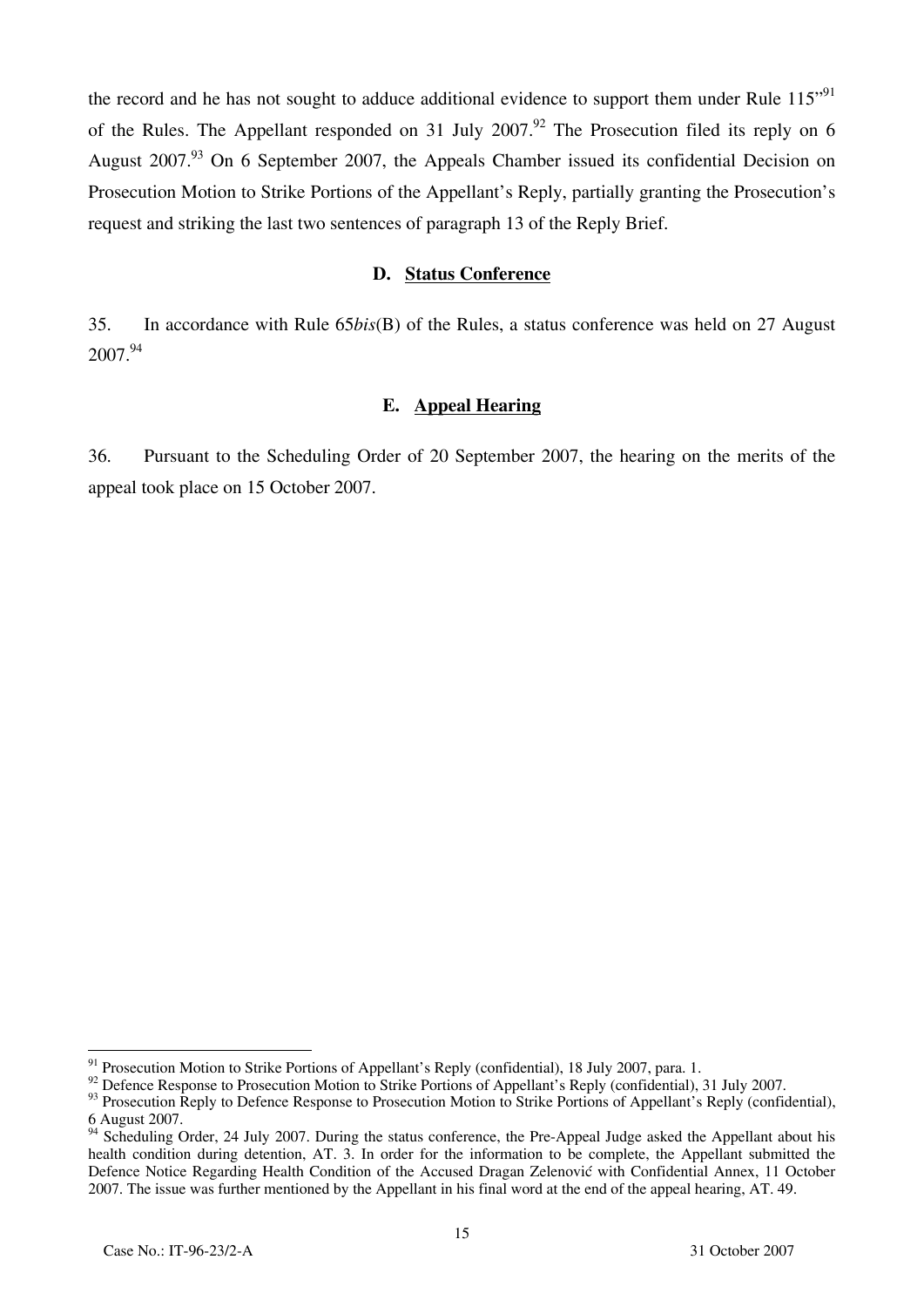the record and he has not sought to adduce additional evidence to support them under Rule 115"[91] of the Rules. The Appellant responded on 31 July 2007.[92] The Prosecution filed its reply on 6 August 2007.[93] On 6 September 2007, the Appeals Chamber issued its confidential Decision on Prosecution Motion to Strike Portions of the Appellant's Reply, partially granting the Prosecution's request and striking the last two sentences of paragraph 13 of the Reply Brief.

### D. Status Conference

35. In accordance with Rule 65*bis*(B) of the Rules, a status conference was held on 27 August 2007.[94]

### E. Appeal Hearing

36. Pursuant to the Scheduling Order of 20 September 2007, the hearing on the merits of the appeal took place on 15 October 2007.

---

[91] Prosecution Motion to Strike Portions of Appellant's Reply (confidential), 18 July 2007, para. 1.

[92] Defence Response to Prosecution Motion to Strike Portions of Appellant's Reply (confidential), 31 July 2007.

[93] Prosecution Reply to Defence Response to Prosecution Motion to Strike Portions of Appellant's Reply (confidential), 6 August 2007.

[94] Scheduling Order, 24 July 2007. During the status conference, the Pre-Appeal Judge asked the Appellant about his health condition during detention, AT. 3. In order for the information to be complete, the Appellant submitted the Defence Notice Regarding Health Condition of the Accused Dragan Zelenović with Confidential Annex, 11 October 2007. The issue was further mentioned by the Appellant in his final word at the end of the appeal hearing, AT. 49.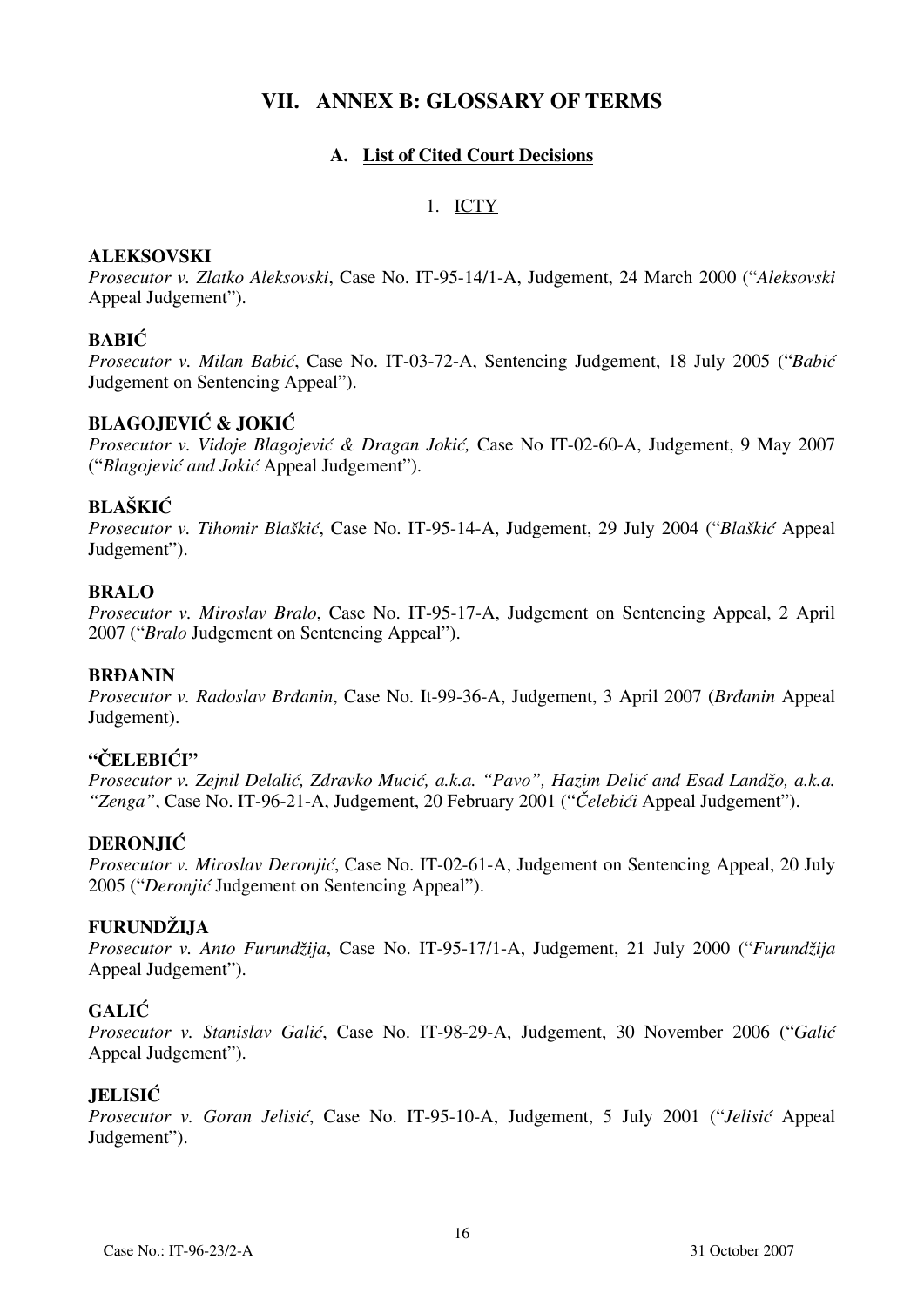# VII. ANNEX B: GLOSSARY OF TERMS

## A. List of Cited Court Decisions

### 1. ICTY

**ALEKSOVSKI**
*Prosecutor v. Zlatko Aleksovski*, Case No. IT-95-14/1-A, Judgement, 24 March 2000 ("*Aleksovski* Appeal Judgement").

**BABIĆ**
*Prosecutor v. Milan Babić*, Case No. IT-03-72-A, Sentencing Judgement, 18 July 2005 ("*Babić* Judgement on Sentencing Appeal").

**BLAGOJEVIĆ & JOKIĆ**
*Prosecutor v. Vidoje Blagojević & Dragan Jokić,* Case No IT-02-60-A, Judgement, 9 May 2007 ("*Blagojević and Jokić* Appeal Judgement").

**BLAŠKIĆ**
*Prosecutor v. Tihomir Blaškić*, Case No. IT-95-14-A, Judgement, 29 July 2004 ("*Blaškić* Appeal Judgement").

**BRALO**
*Prosecutor v. Miroslav Bralo*, Case No. IT-95-17-A, Judgement on Sentencing Appeal, 2 April 2007 ("*Bralo* Judgement on Sentencing Appeal").

**BRĐANIN**
*Prosecutor v. Radoslav Brđanin*, Case No. It-99-36-A, Judgement, 3 April 2007 (*Brđanin* Appeal Judgement).

**"ČELEBIĆI"**
*Prosecutor v. Zejnil Delalić, Zdravko Mucić, a.k.a. "Pavo", Hazim Delić and Esad Landžo, a.k.a. "Zenga"*, Case No. IT-96-21-A, Judgement, 20 February 2001 ("*Čelebići* Appeal Judgement").

**DERONJIĆ**
*Prosecutor v. Miroslav Deronjić*, Case No. IT-02-61-A, Judgement on Sentencing Appeal, 20 July 2005 ("*Deronjić* Judgement on Sentencing Appeal").

**FURUNDŽIJA**
*Prosecutor v. Anto Furundžija*, Case No. IT-95-17/1-A, Judgement, 21 July 2000 ("*Furundžija* Appeal Judgement").

**GALIĆ**
*Prosecutor v. Stanislav Galić*, Case No. IT-98-29-A, Judgement, 30 November 2006 ("*Galić* Appeal Judgement").

**JELISIĆ**
*Prosecutor v. Goran Jelisić*, Case No. IT-95-10-A, Judgement, 5 July 2001 ("*Jelisić* Appeal Judgement").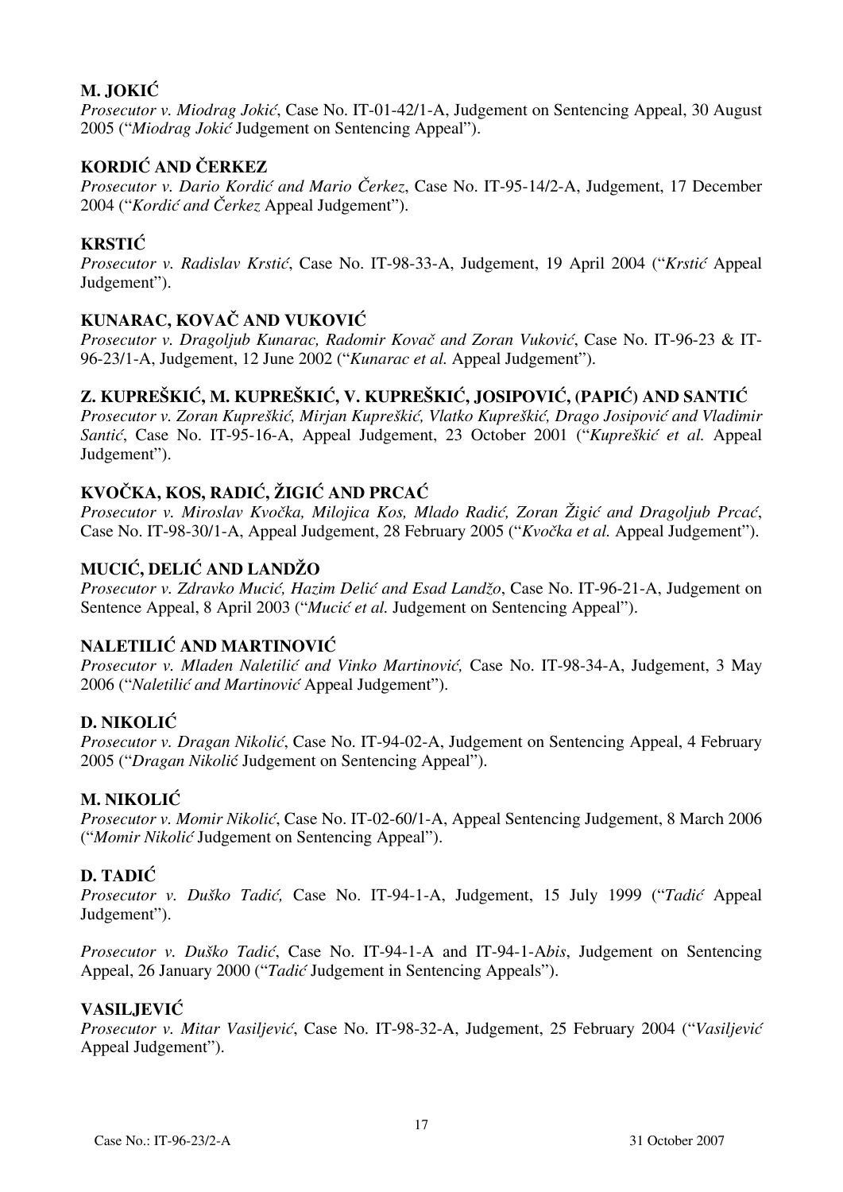**M. JOKIĆ**

*Prosecutor v. Miodrag Jokić*, Case No. IT-01-42/1-A, Judgement on Sentencing Appeal, 30 August 2005 ("*Miodrag Jokić* Judgement on Sentencing Appeal").

**KORDIĆ AND ČERKEZ**

*Prosecutor v. Dario Kordić and Mario Čerkez*, Case No. IT-95-14/2-A, Judgement, 17 December 2004 ("*Kordić and Čerkez* Appeal Judgement").

**KRSTIĆ**

*Prosecutor v. Radislav Krstić*, Case No. IT-98-33-A, Judgement, 19 April 2004 ("*Krstić* Appeal Judgement").

**KUNARAC, KOVAČ AND VUKOVIĆ**

*Prosecutor v. Dragoljub Kunarac, Radomir Kovač and Zoran Vuković*, Case No. IT-96-23 & IT-96-23/1-A, Judgement, 12 June 2002 ("*Kunarac et al.* Appeal Judgement").

**Z. KUPREŠKIĆ, M. KUPREŠKIĆ, V. KUPREŠKIĆ, JOSIPOVIĆ, (PAPIĆ) AND SANTIĆ**

*Prosecutor v. Zoran Kupreškić, Mirjan Kupreškić, Vlatko Kupreškić, Drago Josipović and Vladimir Santić*, Case No. IT-95-16-A, Appeal Judgement, 23 October 2001 ("*Kupreškić et al.* Appeal Judgement").

**KVOČKA, KOS, RADIĆ, ŽIGIĆ AND PRCAĆ**

*Prosecutor v. Miroslav Kvočka, Milojica Kos, Mlado Radić, Zoran Žigić and Dragoljub Prcać*, Case No. IT-98-30/1-A, Appeal Judgement, 28 February 2005 ("*Kvočka et al.* Appeal Judgement").

**MUCIĆ, DELIĆ AND LANDŽO**

*Prosecutor v. Zdravko Mucić, Hazim Delić and Esad Landžo*, Case No. IT-96-21-A, Judgement on Sentence Appeal, 8 April 2003 ("*Mucić et al.* Judgement on Sentencing Appeal").

**NALETILIĆ AND MARTINOVIĆ**

*Prosecutor v. Mladen Naletilić and Vinko Martinović,* Case No. IT-98-34-A, Judgement, 3 May 2006 ("*Naletilić and Martinović* Appeal Judgement").

**D. NIKOLIĆ**

*Prosecutor v. Dragan Nikolić*, Case No. IT-94-02-A, Judgement on Sentencing Appeal, 4 February 2005 ("*Dragan Nikolić* Judgement on Sentencing Appeal").

**M. NIKOLIĆ**

*Prosecutor v. Momir Nikolić*, Case No. IT-02-60/1-A, Appeal Sentencing Judgement, 8 March 2006 ("*Momir Nikolić* Judgement on Sentencing Appeal").

**D. TADIĆ**

*Prosecutor v. Duško Tadić,* Case No. IT-94-1-A, Judgement, 15 July 1999 ("*Tadić* Appeal Judgement").

*Prosecutor v. Duško Tadić*, Case No. IT-94-1-A and IT-94-1-A*bis*, Judgement on Sentencing Appeal, 26 January 2000 ("*Tadić* Judgement in Sentencing Appeals").

**VASILJEVIĆ**

*Prosecutor v. Mitar Vasiljević*, Case No. IT-98-32-A, Judgement, 25 February 2004 ("*Vasiljević* Appeal Judgement").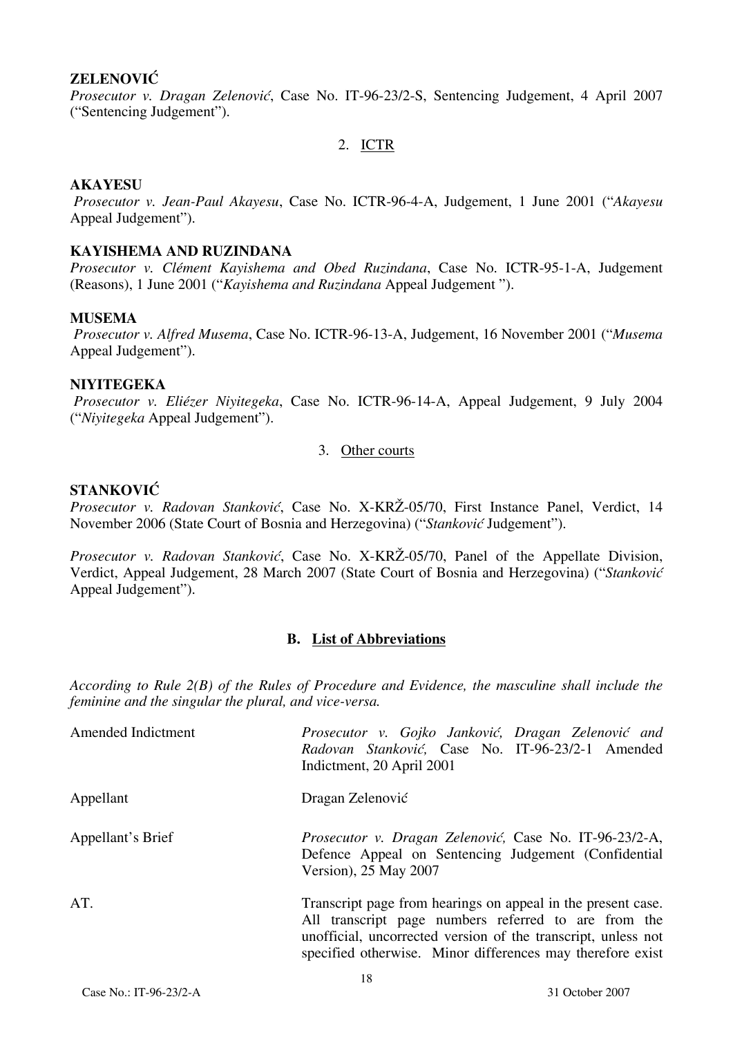**ZELENOVIĆ**
*Prosecutor v. Dragan Zelenović*, Case No. IT-96-23/2-S, Sentencing Judgement, 4 April 2007 ("Sentencing Judgement").

2. ICTR

**AKAYESU**
*Prosecutor v. Jean-Paul Akayesu*, Case No. ICTR-96-4-A, Judgement, 1 June 2001 ("*Akayesu* Appeal Judgement").

**KAYISHEMA AND RUZINDANA**
*Prosecutor v. Clément Kayishema and Obed Ruzindana*, Case No. ICTR-95-1-A, Judgement (Reasons), 1 June 2001 ("*Kayishema and Ruzindana* Appeal Judgement ").

**MUSEMA**
*Prosecutor v. Alfred Musema*, Case No. ICTR-96-13-A, Judgement, 16 November 2001 ("*Musema* Appeal Judgement").

**NIYITEGEKA**
*Prosecutor v. Eliézer Niyitegeka*, Case No. ICTR-96-14-A, Appeal Judgement, 9 July 2004 ("*Niyitegeka* Appeal Judgement").

3. Other courts

**STANKOVIĆ**
*Prosecutor v. Radovan Stanković*, Case No. X-KRŽ-05/70, First Instance Panel, Verdict, 14 November 2006 (State Court of Bosnia and Herzegovina) ("*Stanković* Judgement").

*Prosecutor v. Radovan Stanković*, Case No. X-KRŽ-05/70, Panel of the Appellate Division, Verdict, Appeal Judgement, 28 March 2007 (State Court of Bosnia and Herzegovina) ("*Stanković* Appeal Judgement").

## B. List of Abbreviations

*According to Rule 2(B) of the Rules of Procedure and Evidence, the masculine shall include the feminine and the singular the plural, and vice-versa.*

| | |
|---|---|
| Amended Indictment | *Prosecutor v. Gojko Janković, Dragan Zelenović and Radovan Stanković,* Case No. IT-96-23/2-1 Amended Indictment, 20 April 2001 |
| Appellant | Dragan Zelenović |
| Appellant's Brief | *Prosecutor v. Dragan Zelenović,* Case No. IT-96-23/2-A, Defence Appeal on Sentencing Judgement (Confidential Version), 25 May 2007 |
| AT. | Transcript page from hearings on appeal in the present case. All transcript page numbers referred to are from the unofficial, uncorrected version of the transcript, unless not specified otherwise. Minor differences may therefore exist |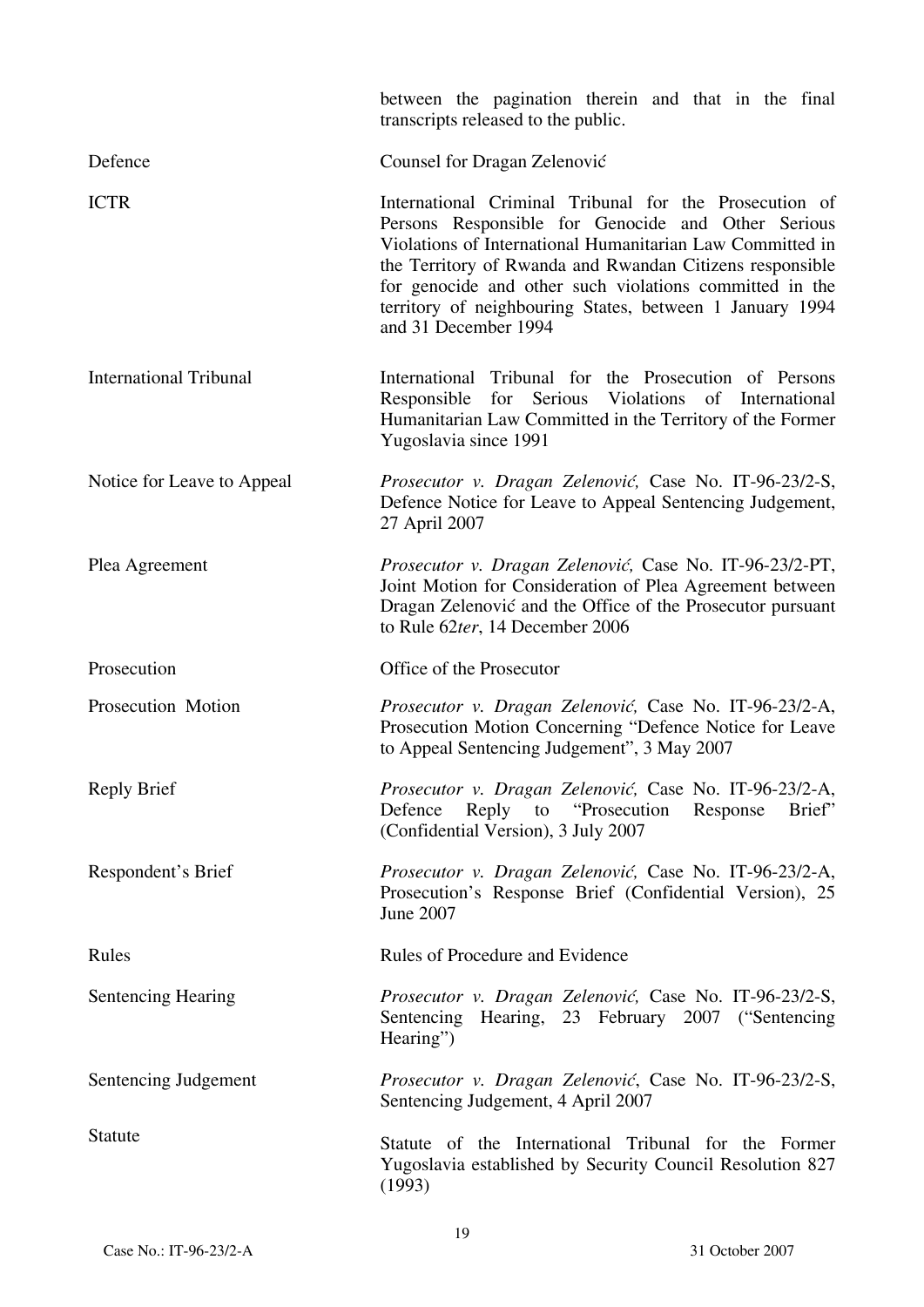| | |
|---|---|
| | between the pagination therein and that in the final transcripts released to the public. |
| Defence | Counsel for Dragan Zelenović |
| ICTR | International Criminal Tribunal for the Prosecution of Persons Responsible for Genocide and Other Serious Violations of International Humanitarian Law Committed in the Territory of Rwanda and Rwandan Citizens responsible for genocide and other such violations committed in the territory of neighbouring States, between 1 January 1994 and 31 December 1994 |
| International Tribunal | International Tribunal for the Prosecution of Persons Responsible for Serious Violations of International Humanitarian Law Committed in the Territory of the Former Yugoslavia since 1991 |
| Notice for Leave to Appeal | *Prosecutor v. Dragan Zelenović,* Case No. IT-96-23/2-S, Defence Notice for Leave to Appeal Sentencing Judgement, 27 April 2007 |
| Plea Agreement | *Prosecutor v. Dragan Zelenović,* Case No. IT-96-23/2-PT, Joint Motion for Consideration of Plea Agreement between Dragan Zelenović and the Office of the Prosecutor pursuant to Rule 62*ter*, 14 December 2006 |
| Prosecution | Office of the Prosecutor |
| Prosecution Motion | *Prosecutor v. Dragan Zelenović,* Case No. IT-96-23/2-A, Prosecution Motion Concerning "Defence Notice for Leave to Appeal Sentencing Judgement", 3 May 2007 |
| Reply Brief | *Prosecutor v. Dragan Zelenović,* Case No. IT-96-23/2-A, Defence Reply to "Prosecution Response Brief" (Confidential Version), 3 July 2007 |
| Respondent's Brief | *Prosecutor v. Dragan Zelenović,* Case No. IT-96-23/2-A, Prosecution's Response Brief (Confidential Version), 25 June 2007 |
| Rules | Rules of Procedure and Evidence |
| Sentencing Hearing | *Prosecutor v. Dragan Zelenović,* Case No. IT-96-23/2-S, Sentencing Hearing, 23 February 2007 ("Sentencing Hearing") |
| Sentencing Judgement | *Prosecutor v. Dragan Zelenović*, Case No. IT-96-23/2-S, Sentencing Judgement, 4 April 2007 |
| Statute | Statute of the International Tribunal for the Former Yugoslavia established by Security Council Resolution 827 (1993) |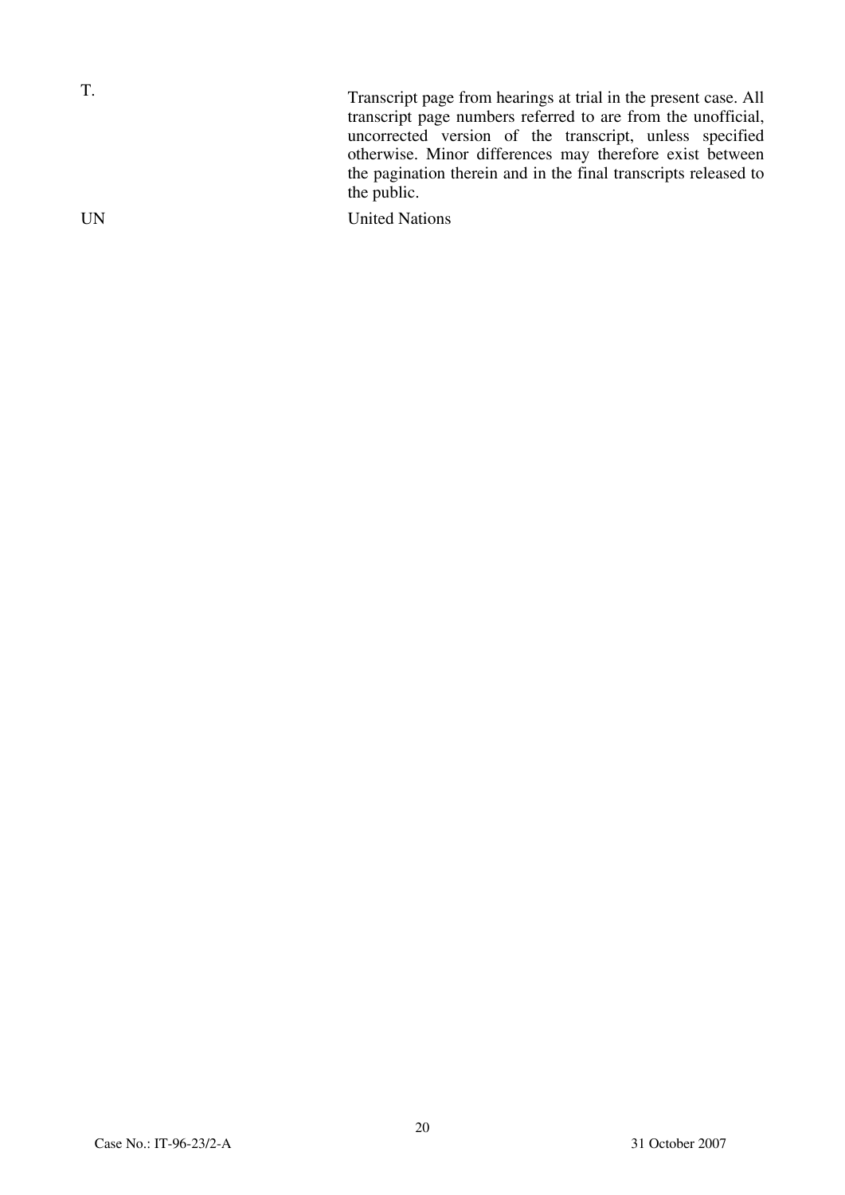| | |
|---|---|
| T. | Transcript page from hearings at trial in the present case. All transcript page numbers referred to are from the unofficial, uncorrected version of the transcript, unless specified otherwise. Minor differences may therefore exist between the pagination therein and in the final transcripts released to the public. |
| UN | United Nations |